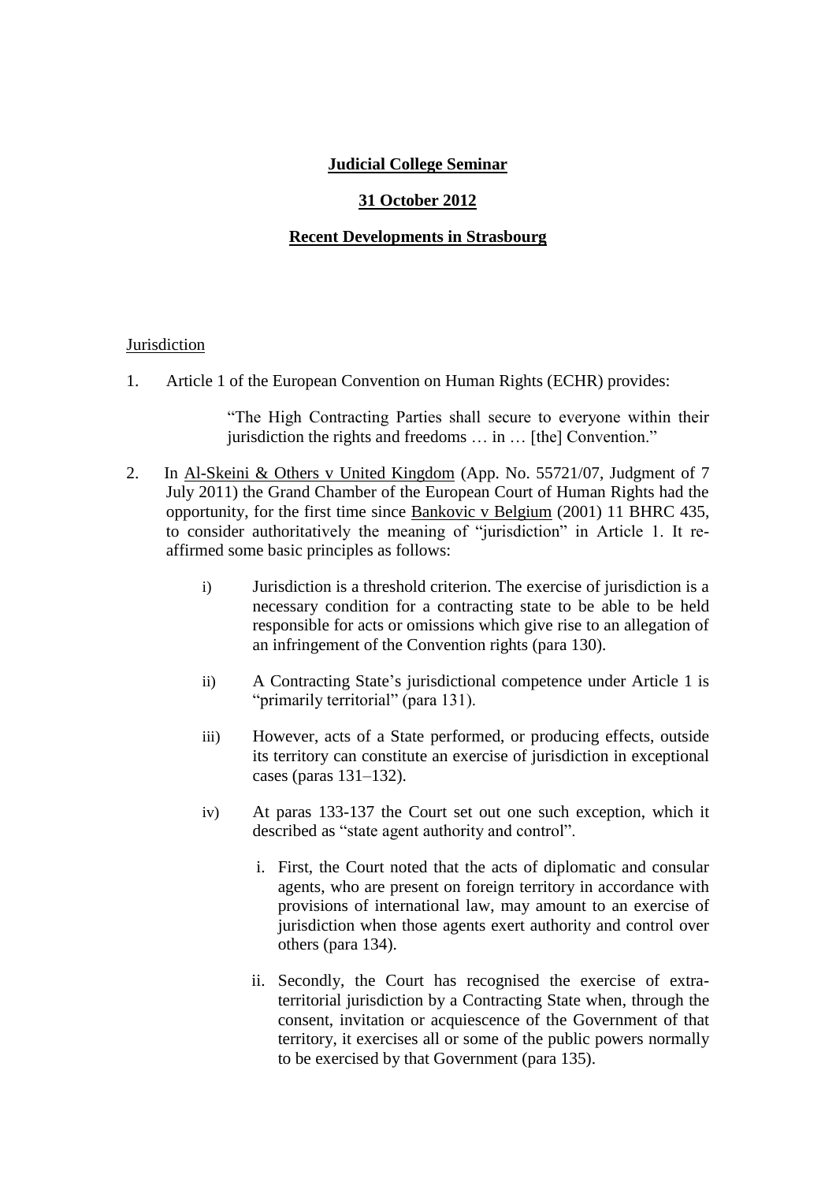**Judicial College Seminar**

**31 October 2012**

**Recent Developments in Strasbourg**

Jurisdiction

1. Article 1 of the European Convention on Human Rights (ECHR) provides:

   > "The High Contracting Parties shall secure to everyone within their jurisdiction the rights and freedoms … in … [the] Convention."

2. In Al-Skeini & Others v United Kingdom (App. No. 55721/07, Judgment of 7 July 2011) the Grand Chamber of the European Court of Human Rights had the opportunity, for the first time since Bankovic v Belgium (2001) 11 BHRC 435, to consider authoritatively the meaning of "jurisdiction" in Article 1. It re-affirmed some basic principles as follows:

   i) Jurisdiction is a threshold criterion. The exercise of jurisdiction is a necessary condition for a contracting state to be able to be held responsible for acts or omissions which give rise to an allegation of an infringement of the Convention rights (para 130).

   ii) A Contracting State's jurisdictional competence under Article 1 is "primarily territorial" (para 131).

   iii) However, acts of a State performed, or producing effects, outside its territory can constitute an exercise of jurisdiction in exceptional cases (paras 131–132).

   iv) At paras 133-137 the Court set out one such exception, which it described as "state agent authority and control".

      i. First, the Court noted that the acts of diplomatic and consular agents, who are present on foreign territory in accordance with provisions of international law, may amount to an exercise of jurisdiction when those agents exert authority and control over others (para 134).

      ii. Secondly, the Court has recognised the exercise of extra-territorial jurisdiction by a Contracting State when, through the consent, invitation or acquiescence of the Government of that territory, it exercises all or some of the public powers normally to be exercised by that Government (para 135).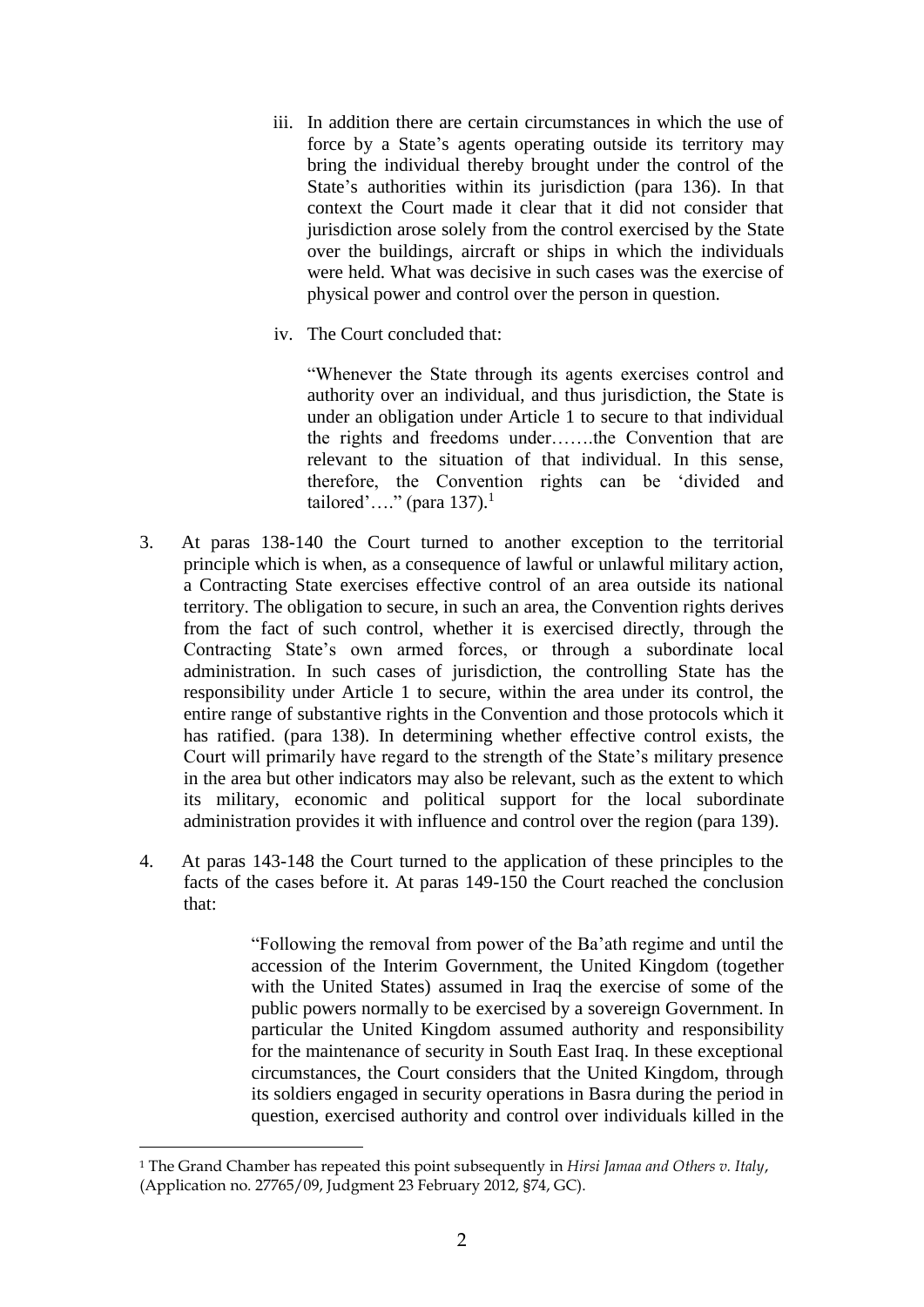iii. In addition there are certain circumstances in which the use of force by a State's agents operating outside its territory may bring the individual thereby brought under the control of the State's authorities within its jurisdiction (para 136). In that context the Court made it clear that it did not consider that jurisdiction arose solely from the control exercised by the State over the buildings, aircraft or ships in which the individuals were held. What was decisive in such cases was the exercise of physical power and control over the person in question.

iv. The Court concluded that:

> "Whenever the State through its agents exercises control and authority over an individual, and thus jurisdiction, the State is under an obligation under Article 1 to secure to that individual the rights and freedoms under…….the Convention that are relevant to the situation of that individual. In this sense, therefore, the Convention rights can be 'divided and tailored'…." (para 137).[1]

3. At paras 138-140 the Court turned to another exception to the territorial principle which is when, as a consequence of lawful or unlawful military action, a Contracting State exercises effective control of an area outside its national territory. The obligation to secure, in such an area, the Convention rights derives from the fact of such control, whether it is exercised directly, through the Contracting State's own armed forces, or through a subordinate local administration. In such cases of jurisdiction, the controlling State has the responsibility under Article 1 to secure, within the area under its control, the entire range of substantive rights in the Convention and those protocols which it has ratified. (para 138). In determining whether effective control exists, the Court will primarily have regard to the strength of the State's military presence in the area but other indicators may also be relevant, such as the extent to which its military, economic and political support for the local subordinate administration provides it with influence and control over the region (para 139).

4. At paras 143-148 the Court turned to the application of these principles to the facts of the cases before it. At paras 149-150 the Court reached the conclusion that:

> "Following the removal from power of the Ba'ath regime and until the accession of the Interim Government, the United Kingdom (together with the United States) assumed in Iraq the exercise of some of the public powers normally to be exercised by a sovereign Government. In particular the United Kingdom assumed authority and responsibility for the maintenance of security in South East Iraq. In these exceptional circumstances, the Court considers that the United Kingdom, through its soldiers engaged in security operations in Basra during the period in question, exercised authority and control over individuals killed in the

---

[1] The Grand Chamber has repeated this point subsequently in *Hirsi Jamaa and Others v. Italy*, (Application no. 27765/09, Judgment 23 February 2012, §74, GC).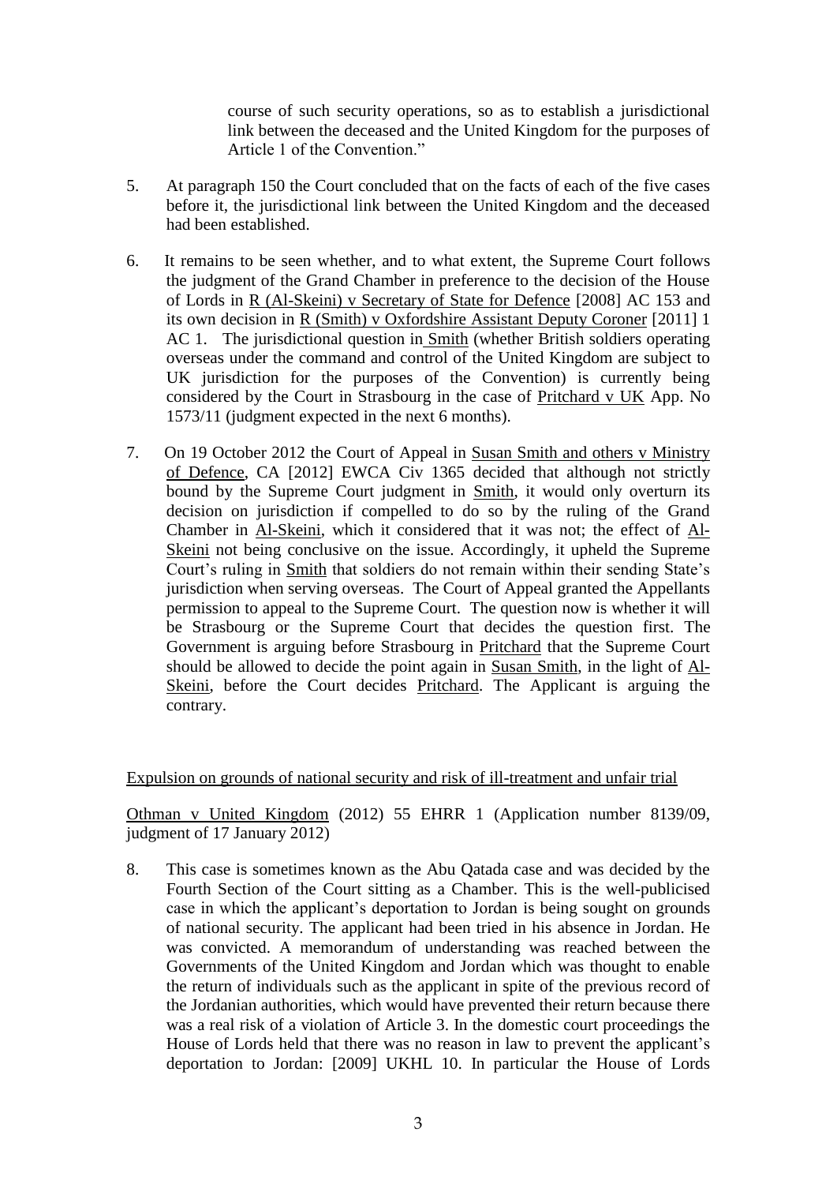> course of such security operations, so as to establish a jurisdictional link between the deceased and the United Kingdom for the purposes of Article 1 of the Convention."

5. At paragraph 150 the Court concluded that on the facts of each of the five cases before it, the jurisdictional link between the United Kingdom and the deceased had been established.

6. It remains to be seen whether, and to what extent, the Supreme Court follows the judgment of the Grand Chamber in preference to the decision of the House of Lords in R (Al-Skeini) v Secretary of State for Defence [2008] AC 153 and its own decision in R (Smith) v Oxfordshire Assistant Deputy Coroner [2011] 1 AC 1. The jurisdictional question in Smith (whether British soldiers operating overseas under the command and control of the United Kingdom are subject to UK jurisdiction for the purposes of the Convention) is currently being considered by the Court in Strasbourg in the case of Pritchard v UK App. No 1573/11 (judgment expected in the next 6 months).

7. On 19 October 2012 the Court of Appeal in Susan Smith and others v Ministry of Defence, CA [2012] EWCA Civ 1365 decided that although not strictly bound by the Supreme Court judgment in Smith, it would only overturn its decision on jurisdiction if compelled to do so by the ruling of the Grand Chamber in Al-Skeini, which it considered that it was not; the effect of Al-Skeini not being conclusive on the issue. Accordingly, it upheld the Supreme Court's ruling in Smith that soldiers do not remain within their sending State's jurisdiction when serving overseas. The Court of Appeal granted the Appellants permission to appeal to the Supreme Court. The question now is whether it will be Strasbourg or the Supreme Court that decides the question first. The Government is arguing before Strasbourg in Pritchard that the Supreme Court should be allowed to decide the point again in Susan Smith, in the light of Al-Skeini, before the Court decides Pritchard. The Applicant is arguing the contrary.

Expulsion on grounds of national security and risk of ill-treatment and unfair trial

Othman v United Kingdom (2012) 55 EHRR 1 (Application number 8139/09, judgment of 17 January 2012)

8. This case is sometimes known as the Abu Qatada case and was decided by the Fourth Section of the Court sitting as a Chamber. This is the well-publicised case in which the applicant's deportation to Jordan is being sought on grounds of national security. The applicant had been tried in his absence in Jordan. He was convicted. A memorandum of understanding was reached between the Governments of the United Kingdom and Jordan which was thought to enable the return of individuals such as the applicant in spite of the previous record of the Jordanian authorities, which would have prevented their return because there was a real risk of a violation of Article 3. In the domestic court proceedings the House of Lords held that there was no reason in law to prevent the applicant's deportation to Jordan: [2009] UKHL 10. In particular the House of Lords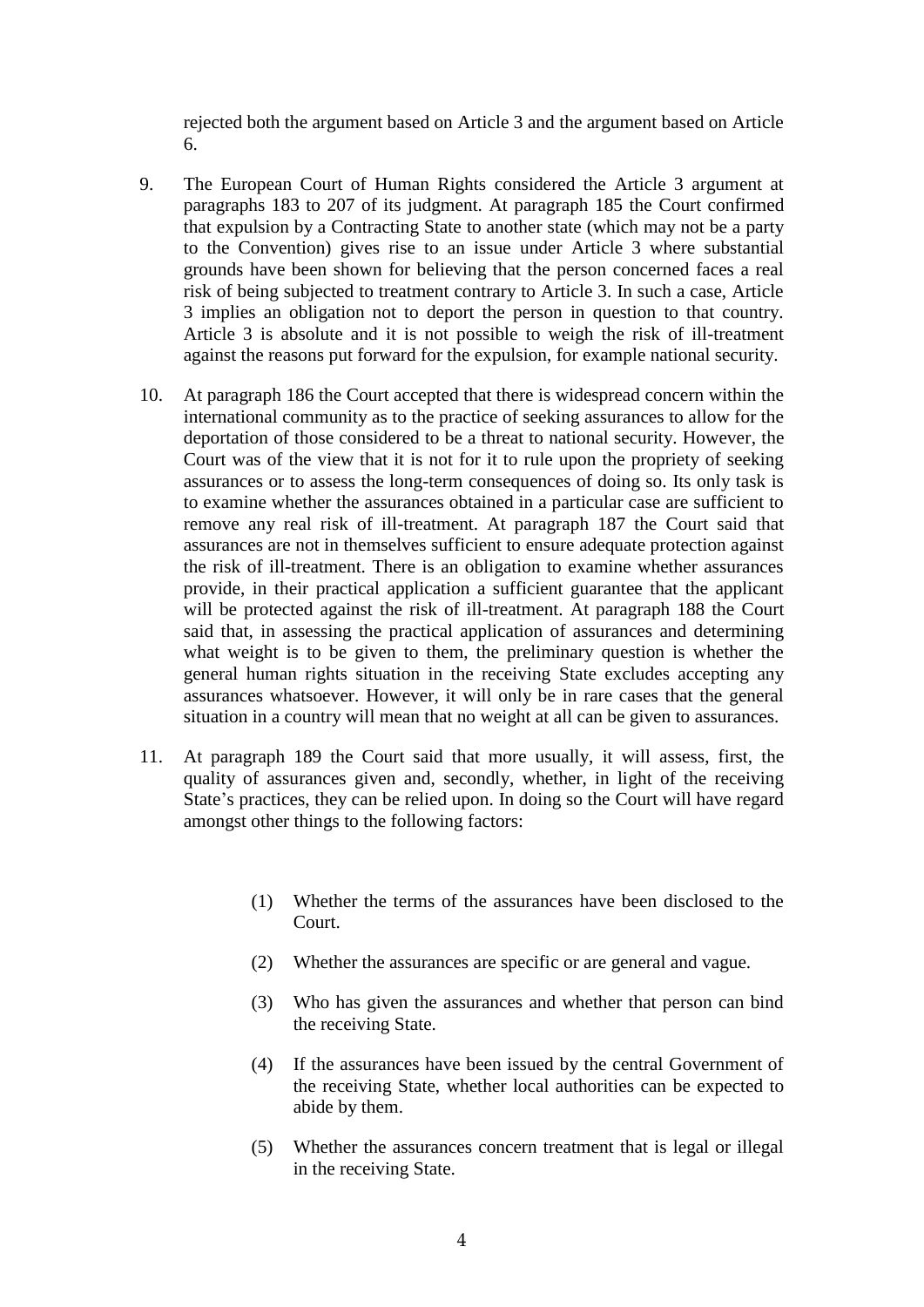rejected both the argument based on Article 3 and the argument based on Article 6.

9. The European Court of Human Rights considered the Article 3 argument at paragraphs 183 to 207 of its judgment. At paragraph 185 the Court confirmed that expulsion by a Contracting State to another state (which may not be a party to the Convention) gives rise to an issue under Article 3 where substantial grounds have been shown for believing that the person concerned faces a real risk of being subjected to treatment contrary to Article 3. In such a case, Article 3 implies an obligation not to deport the person in question to that country. Article 3 is absolute and it is not possible to weigh the risk of ill-treatment against the reasons put forward for the expulsion, for example national security.

10. At paragraph 186 the Court accepted that there is widespread concern within the international community as to the practice of seeking assurances to allow for the deportation of those considered to be a threat to national security. However, the Court was of the view that it is not for it to rule upon the propriety of seeking assurances or to assess the long-term consequences of doing so. Its only task is to examine whether the assurances obtained in a particular case are sufficient to remove any real risk of ill-treatment. At paragraph 187 the Court said that assurances are not in themselves sufficient to ensure adequate protection against the risk of ill-treatment. There is an obligation to examine whether assurances provide, in their practical application a sufficient guarantee that the applicant will be protected against the risk of ill-treatment. At paragraph 188 the Court said that, in assessing the practical application of assurances and determining what weight is to be given to them, the preliminary question is whether the general human rights situation in the receiving State excludes accepting any assurances whatsoever. However, it will only be in rare cases that the general situation in a country will mean that no weight at all can be given to assurances.

11. At paragraph 189 the Court said that more usually, it will assess, first, the quality of assurances given and, secondly, whether, in light of the receiving State's practices, they can be relied upon. In doing so the Court will have regard amongst other things to the following factors:

    (1) Whether the terms of the assurances have been disclosed to the Court.

    (2) Whether the assurances are specific or are general and vague.

    (3) Who has given the assurances and whether that person can bind the receiving State.

    (4) If the assurances have been issued by the central Government of the receiving State, whether local authorities can be expected to abide by them.

    (5) Whether the assurances concern treatment that is legal or illegal in the receiving State.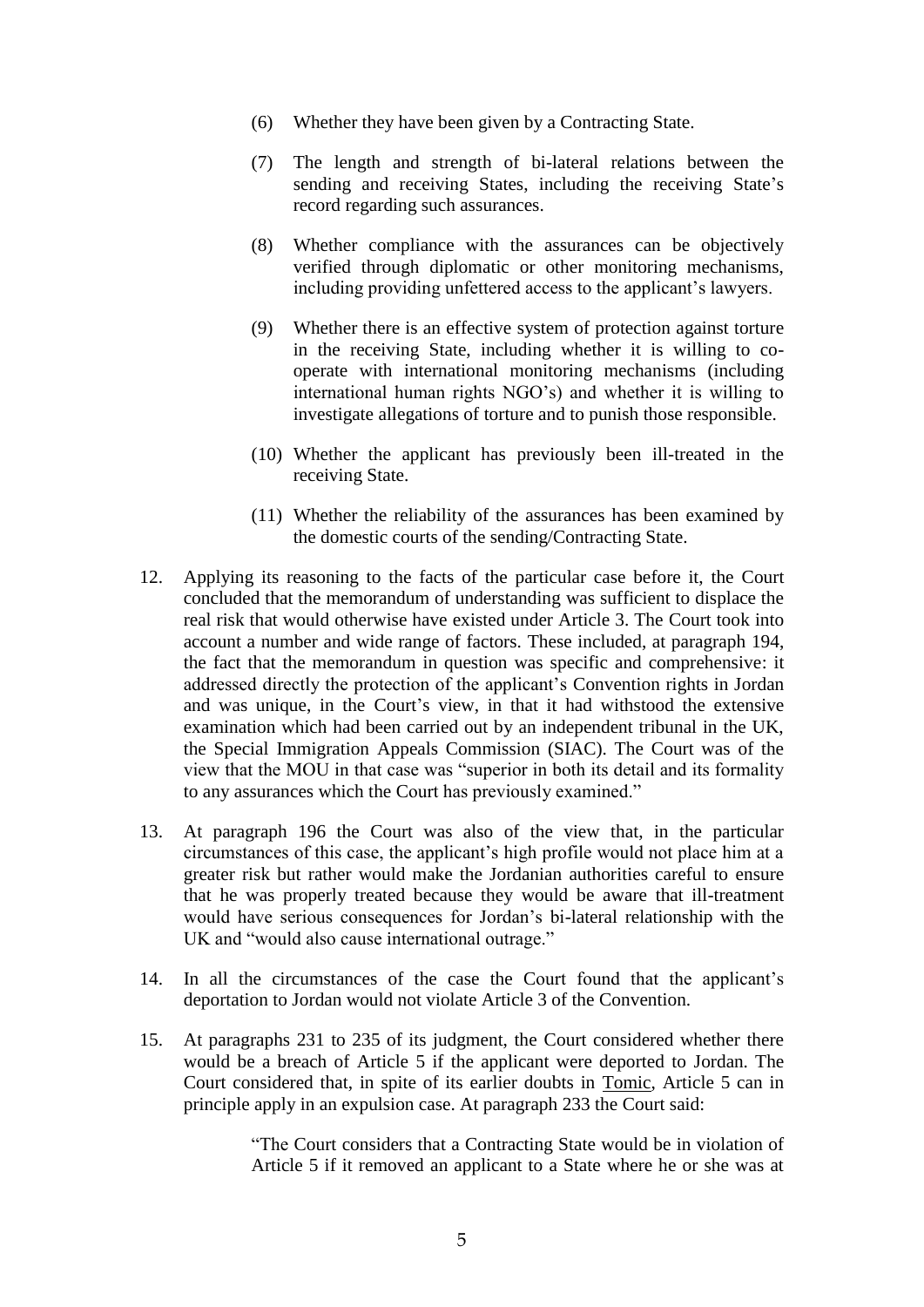(6) Whether they have been given by a Contracting State.

(7) The length and strength of bi-lateral relations between the sending and receiving States, including the receiving State's record regarding such assurances.

(8) Whether compliance with the assurances can be objectively verified through diplomatic or other monitoring mechanisms, including providing unfettered access to the applicant's lawyers.

(9) Whether there is an effective system of protection against torture in the receiving State, including whether it is willing to co-operate with international monitoring mechanisms (including international human rights NGO's) and whether it is willing to investigate allegations of torture and to punish those responsible.

(10) Whether the applicant has previously been ill-treated in the receiving State.

(11) Whether the reliability of the assurances has been examined by the domestic courts of the sending/Contracting State.

12. Applying its reasoning to the facts of the particular case before it, the Court concluded that the memorandum of understanding was sufficient to displace the real risk that would otherwise have existed under Article 3. The Court took into account a number and wide range of factors. These included, at paragraph 194, the fact that the memorandum in question was specific and comprehensive: it addressed directly the protection of the applicant's Convention rights in Jordan and was unique, in the Court's view, in that it had withstood the extensive examination which had been carried out by an independent tribunal in the UK, the Special Immigration Appeals Commission (SIAC). The Court was of the view that the MOU in that case was "superior in both its detail and its formality to any assurances which the Court has previously examined."

13. At paragraph 196 the Court was also of the view that, in the particular circumstances of this case, the applicant's high profile would not place him at a greater risk but rather would make the Jordanian authorities careful to ensure that he was properly treated because they would be aware that ill-treatment would have serious consequences for Jordan's bi-lateral relationship with the UK and "would also cause international outrage."

14. In all the circumstances of the case the Court found that the applicant's deportation to Jordan would not violate Article 3 of the Convention.

15. At paragraphs 231 to 235 of its judgment, the Court considered whether there would be a breach of Article 5 if the applicant were deported to Jordan. The Court considered that, in spite of its earlier doubts in Tomic, Article 5 can in principle apply in an expulsion case. At paragraph 233 the Court said:

> "The Court considers that a Contracting State would be in violation of Article 5 if it removed an applicant to a State where he or she was at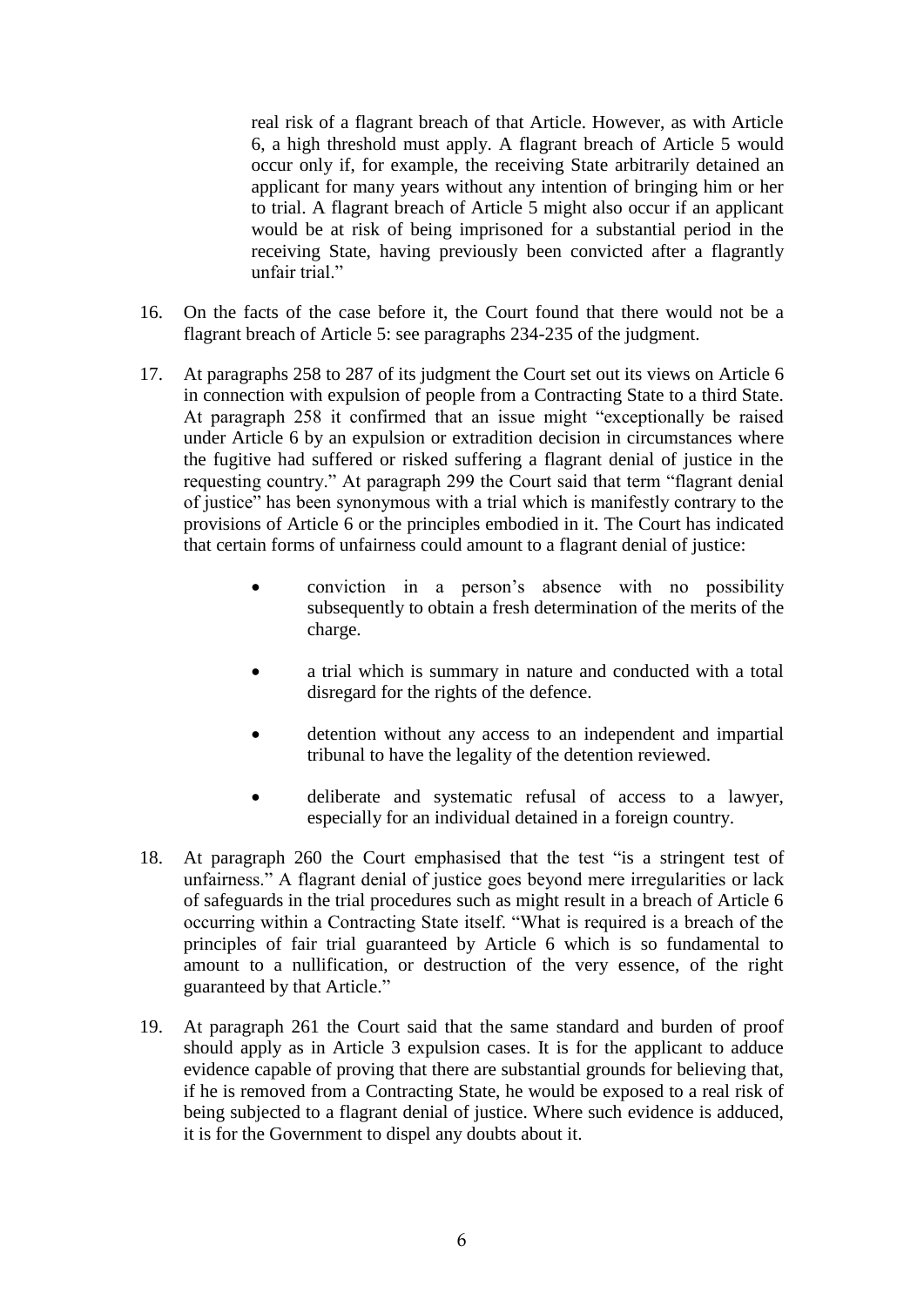real risk of a flagrant breach of that Article. However, as with Article 6, a high threshold must apply. A flagrant breach of Article 5 would occur only if, for example, the receiving State arbitrarily detained an applicant for many years without any intention of bringing him or her to trial. A flagrant breach of Article 5 might also occur if an applicant would be at risk of being imprisoned for a substantial period in the receiving State, having previously been convicted after a flagrantly unfair trial."

16. On the facts of the case before it, the Court found that there would not be a flagrant breach of Article 5: see paragraphs 234-235 of the judgment.

17. At paragraphs 258 to 287 of its judgment the Court set out its views on Article 6 in connection with expulsion of people from a Contracting State to a third State. At paragraph 258 it confirmed that an issue might "exceptionally be raised under Article 6 by an expulsion or extradition decision in circumstances where the fugitive had suffered or risked suffering a flagrant denial of justice in the requesting country." At paragraph 299 the Court said that term "flagrant denial of justice" has been synonymous with a trial which is manifestly contrary to the provisions of Article 6 or the principles embodied in it. The Court has indicated that certain forms of unfairness could amount to a flagrant denial of justice:

    - conviction in a person's absence with no possibility subsequently to obtain a fresh determination of the merits of the charge.
    - a trial which is summary in nature and conducted with a total disregard for the rights of the defence.
    - detention without any access to an independent and impartial tribunal to have the legality of the detention reviewed.
    - deliberate and systematic refusal of access to a lawyer, especially for an individual detained in a foreign country.

18. At paragraph 260 the Court emphasised that the test "is a stringent test of unfairness." A flagrant denial of justice goes beyond mere irregularities or lack of safeguards in the trial procedures such as might result in a breach of Article 6 occurring within a Contracting State itself. "What is required is a breach of the principles of fair trial guaranteed by Article 6 which is so fundamental to amount to a nullification, or destruction of the very essence, of the right guaranteed by that Article."

19. At paragraph 261 the Court said that the same standard and burden of proof should apply as in Article 3 expulsion cases. It is for the applicant to adduce evidence capable of proving that there are substantial grounds for believing that, if he is removed from a Contracting State, he would be exposed to a real risk of being subjected to a flagrant denial of justice. Where such evidence is adduced, it is for the Government to dispel any doubts about it.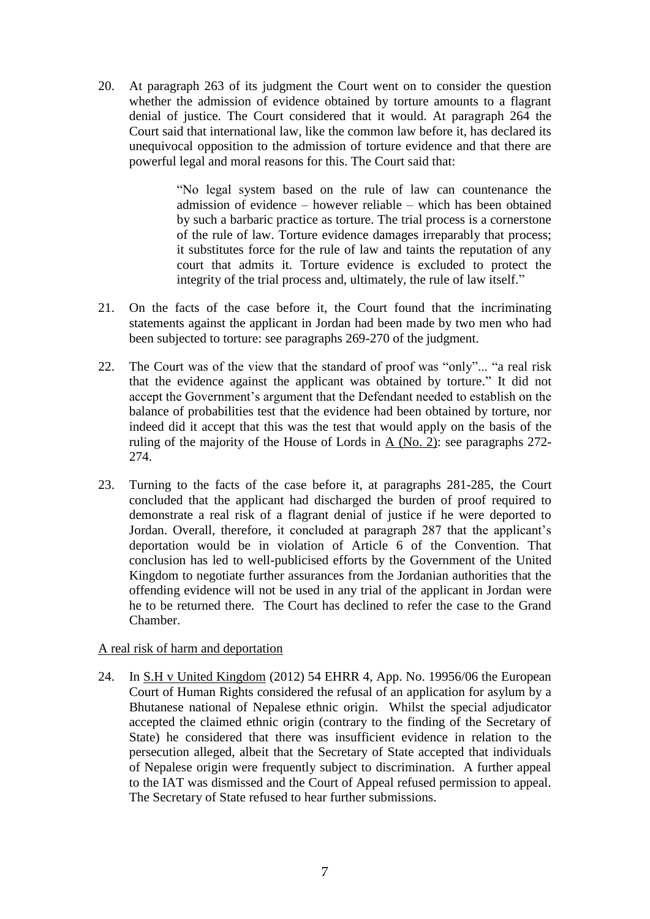20. At paragraph 263 of its judgment the Court went on to consider the question whether the admission of evidence obtained by torture amounts to a flagrant denial of justice. The Court considered that it would. At paragraph 264 the Court said that international law, like the common law before it, has declared its unequivocal opposition to the admission of torture evidence and that there are powerful legal and moral reasons for this. The Court said that:

> "No legal system based on the rule of law can countenance the admission of evidence – however reliable – which has been obtained by such a barbaric practice as torture. The trial process is a cornerstone of the rule of law. Torture evidence damages irreparably that process; it substitutes force for the rule of law and taints the reputation of any court that admits it. Torture evidence is excluded to protect the integrity of the trial process and, ultimately, the rule of law itself."

21. On the facts of the case before it, the Court found that the incriminating statements against the applicant in Jordan had been made by two men who had been subjected to torture: see paragraphs 269-270 of the judgment.

22. The Court was of the view that the standard of proof was "only"... "a real risk that the evidence against the applicant was obtained by torture." It did not accept the Government's argument that the Defendant needed to establish on the balance of probabilities test that the evidence had been obtained by torture, nor indeed did it accept that this was the test that would apply on the basis of the ruling of the majority of the House of Lords in <u>A (No. 2)</u>: see paragraphs 272-274.

23. Turning to the facts of the case before it, at paragraphs 281-285, the Court concluded that the applicant had discharged the burden of proof required to demonstrate a real risk of a flagrant denial of justice if he were deported to Jordan. Overall, therefore, it concluded at paragraph 287 that the applicant's deportation would be in violation of Article 6 of the Convention. That conclusion has led to well-publicised efforts by the Government of the United Kingdom to negotiate further assurances from the Jordanian authorities that the offending evidence will not be used in any trial of the applicant in Jordan were he to be returned there. The Court has declined to refer the case to the Grand Chamber.

<u>A real risk of harm and deportation</u>

24. In <u>S.H v United Kingdom</u> (2012) 54 EHRR 4, App. No. 19956/06 the European Court of Human Rights considered the refusal of an application for asylum by a Bhutanese national of Nepalese ethnic origin. Whilst the special adjudicator accepted the claimed ethnic origin (contrary to the finding of the Secretary of State) he considered that there was insufficient evidence in relation to the persecution alleged, albeit that the Secretary of State accepted that individuals of Nepalese origin were frequently subject to discrimination. A further appeal to the IAT was dismissed and the Court of Appeal refused permission to appeal. The Secretary of State refused to hear further submissions.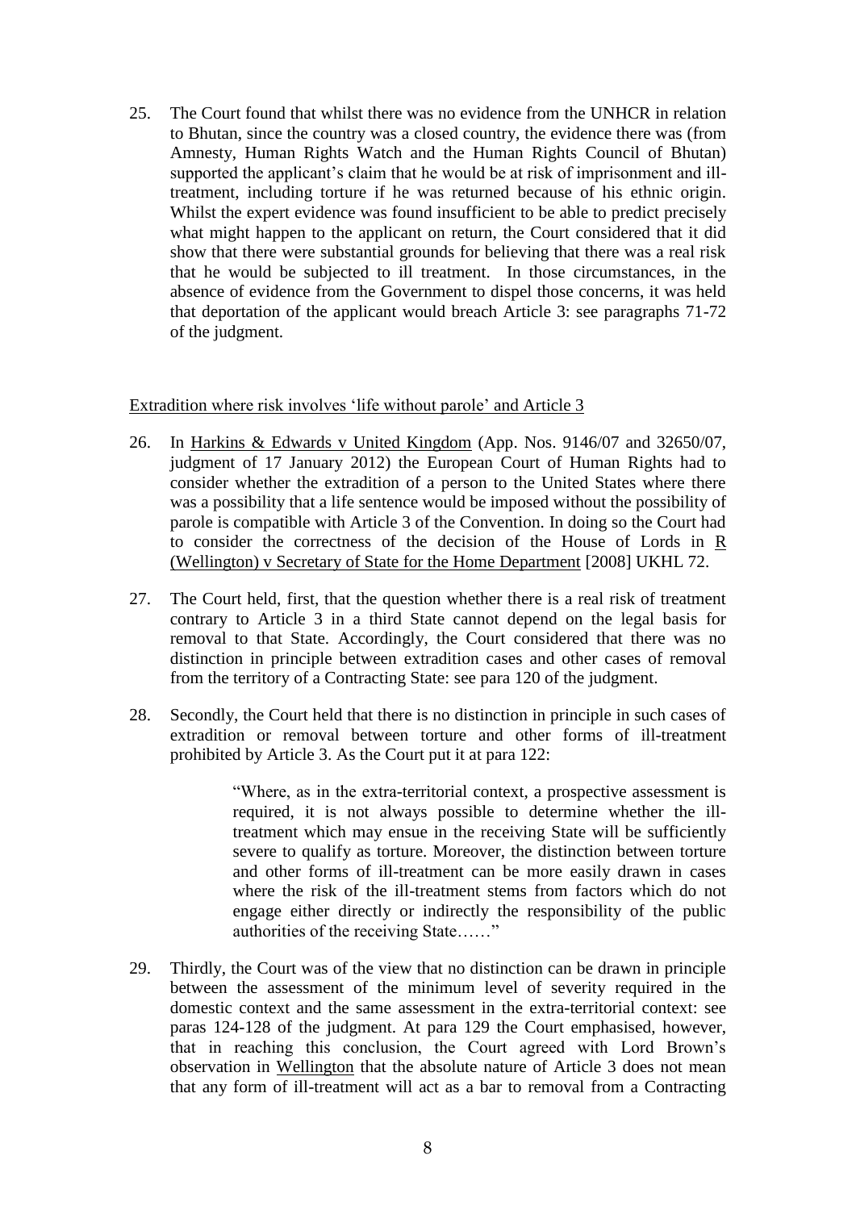25. The Court found that whilst there was no evidence from the UNHCR in relation to Bhutan, since the country was a closed country, the evidence there was (from Amnesty, Human Rights Watch and the Human Rights Council of Bhutan) supported the applicant's claim that he would be at risk of imprisonment and ill-treatment, including torture if he was returned because of his ethnic origin. Whilst the expert evidence was found insufficient to be able to predict precisely what might happen to the applicant on return, the Court considered that it did show that there were substantial grounds for believing that there was a real risk that he would be subjected to ill treatment. In those circumstances, in the absence of evidence from the Government to dispel those concerns, it was held that deportation of the applicant would breach Article 3: see paragraphs 71-72 of the judgment.

<u>Extradition where risk involves 'life without parole' and Article 3</u>

26. In <u>Harkins & Edwards v United Kingdom</u> (App. Nos. 9146/07 and 32650/07, judgment of 17 January 2012) the European Court of Human Rights had to consider whether the extradition of a person to the United States where there was a possibility that a life sentence would be imposed without the possibility of parole is compatible with Article 3 of the Convention. In doing so the Court had to consider the correctness of the decision of the House of Lords in <u>R (Wellington) v Secretary of State for the Home Department</u> [2008] UKHL 72.

27. The Court held, first, that the question whether there is a real risk of treatment contrary to Article 3 in a third State cannot depend on the legal basis for removal to that State. Accordingly, the Court considered that there was no distinction in principle between extradition cases and other cases of removal from the territory of a Contracting State: see para 120 of the judgment.

28. Secondly, the Court held that there is no distinction in principle in such cases of extradition or removal between torture and other forms of ill-treatment prohibited by Article 3. As the Court put it at para 122:

> "Where, as in the extra-territorial context, a prospective assessment is required, it is not always possible to determine whether the ill-treatment which may ensue in the receiving State will be sufficiently severe to qualify as torture. Moreover, the distinction between torture and other forms of ill-treatment can be more easily drawn in cases where the risk of the ill-treatment stems from factors which do not engage either directly or indirectly the responsibility of the public authorities of the receiving State……"

29. Thirdly, the Court was of the view that no distinction can be drawn in principle between the assessment of the minimum level of severity required in the domestic context and the same assessment in the extra-territorial context: see paras 124-128 of the judgment. At para 129 the Court emphasised, however, that in reaching this conclusion, the Court agreed with Lord Brown's observation in <u>Wellington</u> that the absolute nature of Article 3 does not mean that any form of ill-treatment will act as a bar to removal from a Contracting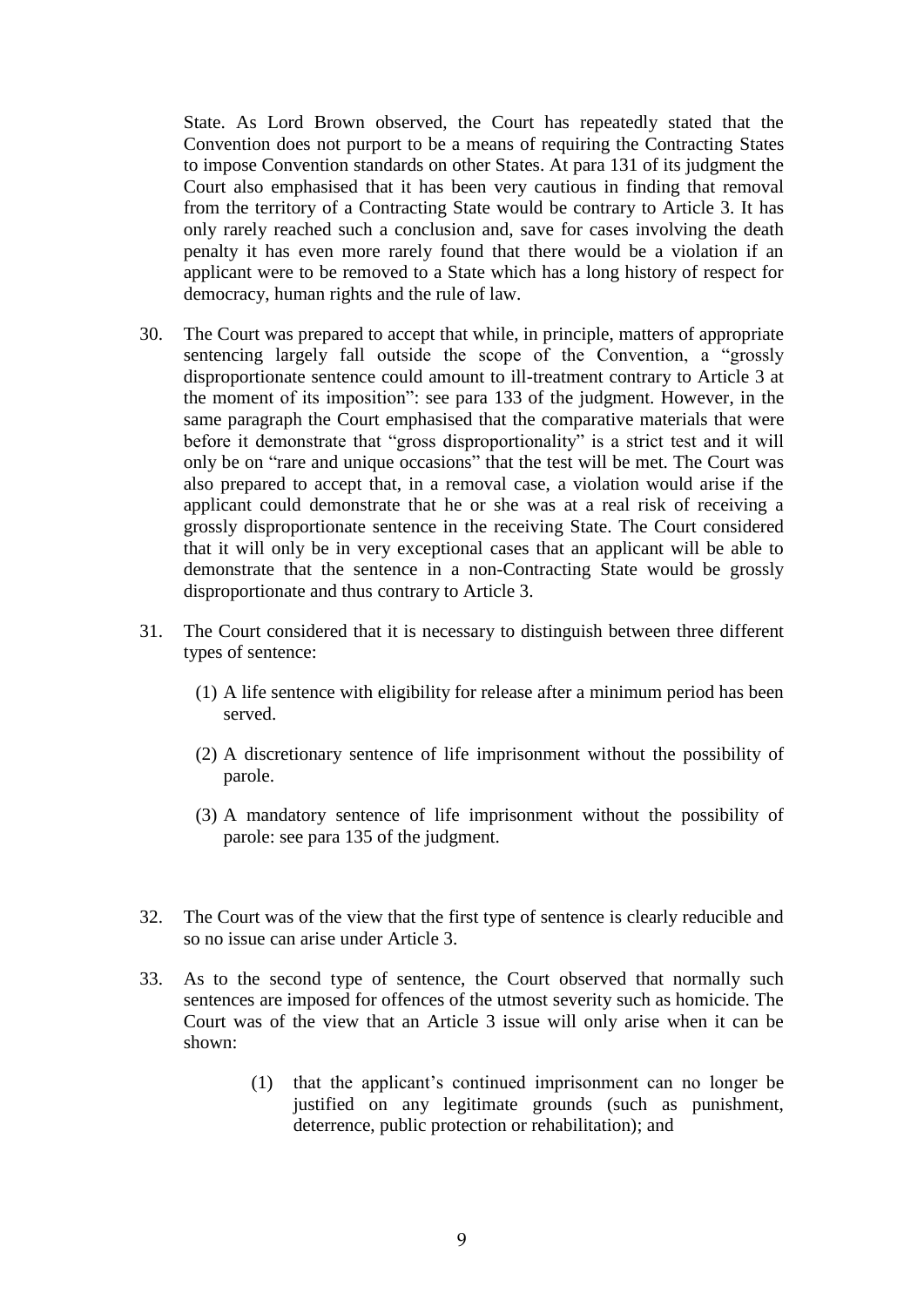State. As Lord Brown observed, the Court has repeatedly stated that the Convention does not purport to be a means of requiring the Contracting States to impose Convention standards on other States. At para 131 of its judgment the Court also emphasised that it has been very cautious in finding that removal from the territory of a Contracting State would be contrary to Article 3. It has only rarely reached such a conclusion and, save for cases involving the death penalty it has even more rarely found that there would be a violation if an applicant were to be removed to a State which has a long history of respect for democracy, human rights and the rule of law.

30. The Court was prepared to accept that while, in principle, matters of appropriate sentencing largely fall outside the scope of the Convention, a "grossly disproportionate sentence could amount to ill-treatment contrary to Article 3 at the moment of its imposition": see para 133 of the judgment. However, in the same paragraph the Court emphasised that the comparative materials that were before it demonstrate that "gross disproportionality" is a strict test and it will only be on "rare and unique occasions" that the test will be met. The Court was also prepared to accept that, in a removal case, a violation would arise if the applicant could demonstrate that he or she was at a real risk of receiving a grossly disproportionate sentence in the receiving State. The Court considered that it will only be in very exceptional cases that an applicant will be able to demonstrate that the sentence in a non-Contracting State would be grossly disproportionate and thus contrary to Article 3.

31. The Court considered that it is necessary to distinguish between three different types of sentence:

    (1) A life sentence with eligibility for release after a minimum period has been served.

    (2) A discretionary sentence of life imprisonment without the possibility of parole.

    (3) A mandatory sentence of life imprisonment without the possibility of parole: see para 135 of the judgment.

32. The Court was of the view that the first type of sentence is clearly reducible and so no issue can arise under Article 3.

33. As to the second type of sentence, the Court observed that normally such sentences are imposed for offences of the utmost severity such as homicide. The Court was of the view that an Article 3 issue will only arise when it can be shown:

    (1) that the applicant's continued imprisonment can no longer be justified on any legitimate grounds (such as punishment, deterrence, public protection or rehabilitation); and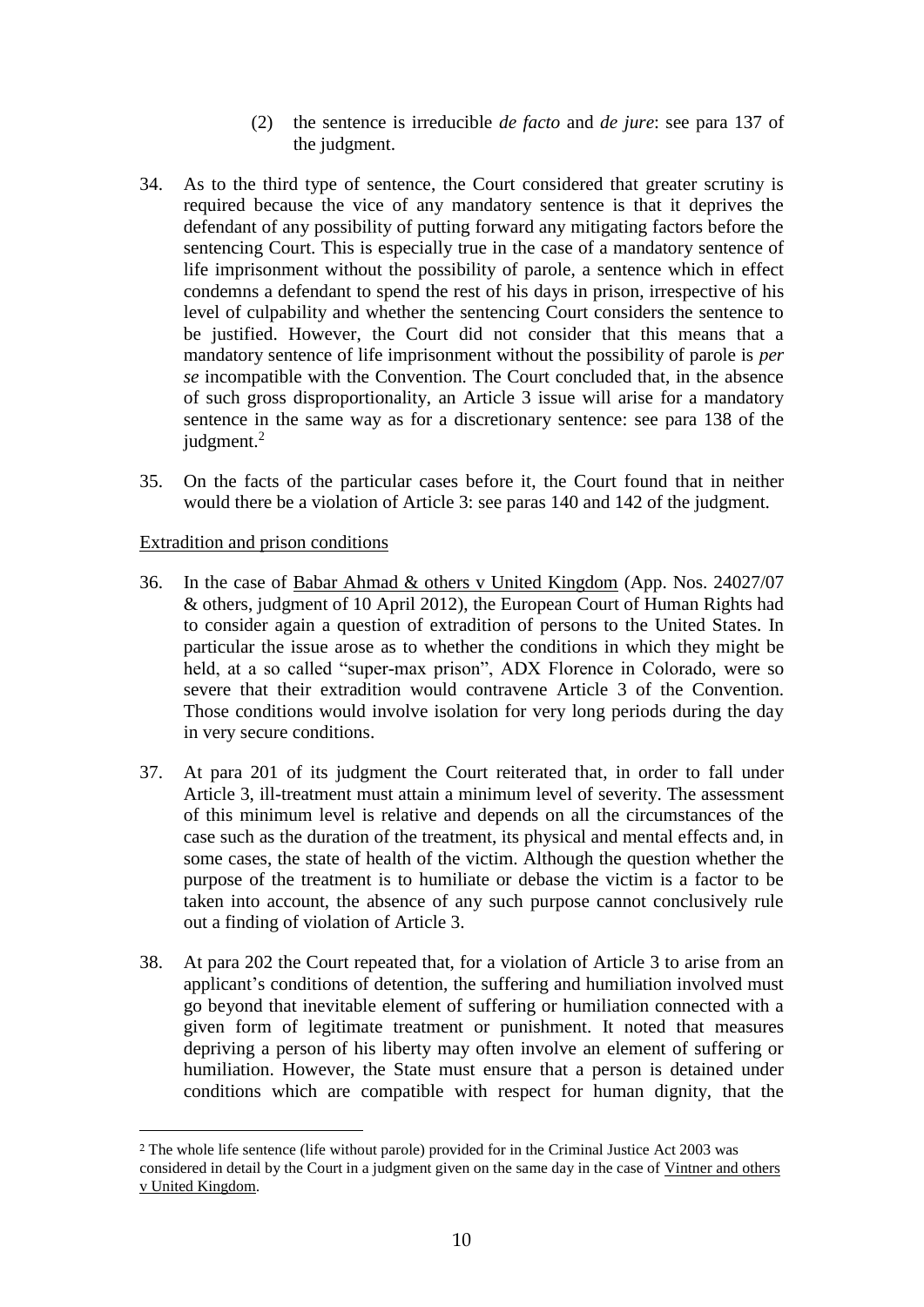(2) the sentence is irreducible *de facto* and *de jure*: see para 137 of the judgment.

34. As to the third type of sentence, the Court considered that greater scrutiny is required because the vice of any mandatory sentence is that it deprives the defendant of any possibility of putting forward any mitigating factors before the sentencing Court. This is especially true in the case of a mandatory sentence of life imprisonment without the possibility of parole, a sentence which in effect condemns a defendant to spend the rest of his days in prison, irrespective of his level of culpability and whether the sentencing Court considers the sentence to be justified. However, the Court did not consider that this means that a mandatory sentence of life imprisonment without the possibility of parole is *per se* incompatible with the Convention. The Court concluded that, in the absence of such gross disproportionality, an Article 3 issue will arise for a mandatory sentence in the same way as for a discretionary sentence: see para 138 of the judgment.[2]

35. On the facts of the particular cases before it, the Court found that in neither would there be a violation of Article 3: see paras 140 and 142 of the judgment.

<u>Extradition and prison conditions</u>

36. In the case of <u>Babar Ahmad & others v United Kingdom</u> (App. Nos. 24027/07 & others, judgment of 10 April 2012), the European Court of Human Rights had to consider again a question of extradition of persons to the United States. In particular the issue arose as to whether the conditions in which they might be held, at a so called "super-max prison", ADX Florence in Colorado, were so severe that their extradition would contravene Article 3 of the Convention. Those conditions would involve isolation for very long periods during the day in very secure conditions.

37. At para 201 of its judgment the Court reiterated that, in order to fall under Article 3, ill-treatment must attain a minimum level of severity. The assessment of this minimum level is relative and depends on all the circumstances of the case such as the duration of the treatment, its physical and mental effects and, in some cases, the state of health of the victim. Although the question whether the purpose of the treatment is to humiliate or debase the victim is a factor to be taken into account, the absence of any such purpose cannot conclusively rule out a finding of violation of Article 3.

38. At para 202 the Court repeated that, for a violation of Article 3 to arise from an applicant's conditions of detention, the suffering and humiliation involved must go beyond that inevitable element of suffering or humiliation connected with a given form of legitimate treatment or punishment. It noted that measures depriving a person of his liberty may often involve an element of suffering or humiliation. However, the State must ensure that a person is detained under conditions which are compatible with respect for human dignity, that the

---

[2] The whole life sentence (life without parole) provided for in the Criminal Justice Act 2003 was considered in detail by the Court in a judgment given on the same day in the case of <u>Vintner and others v United Kingdom</u>.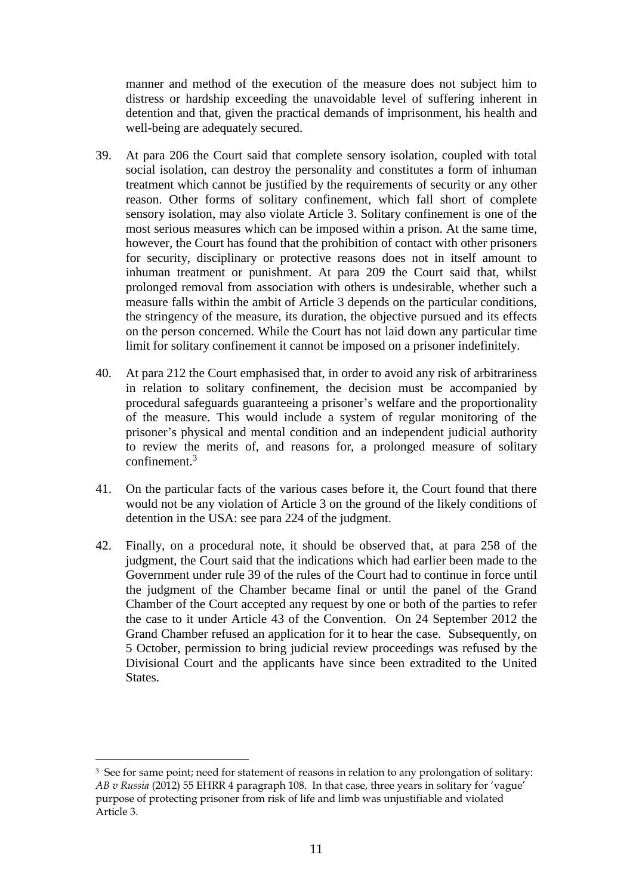manner and method of the execution of the measure does not subject him to distress or hardship exceeding the unavoidable level of suffering inherent in detention and that, given the practical demands of imprisonment, his health and well-being are adequately secured.

39. At para 206 the Court said that complete sensory isolation, coupled with total social isolation, can destroy the personality and constitutes a form of inhuman treatment which cannot be justified by the requirements of security or any other reason. Other forms of solitary confinement, which fall short of complete sensory isolation, may also violate Article 3. Solitary confinement is one of the most serious measures which can be imposed within a prison. At the same time, however, the Court has found that the prohibition of contact with other prisoners for security, disciplinary or protective reasons does not in itself amount to inhuman treatment or punishment. At para 209 the Court said that, whilst prolonged removal from association with others is undesirable, whether such a measure falls within the ambit of Article 3 depends on the particular conditions, the stringency of the measure, its duration, the objective pursued and its effects on the person concerned. While the Court has not laid down any particular time limit for solitary confinement it cannot be imposed on a prisoner indefinitely.

40. At para 212 the Court emphasised that, in order to avoid any risk of arbitrariness in relation to solitary confinement, the decision must be accompanied by procedural safeguards guaranteeing a prisoner's welfare and the proportionality of the measure. This would include a system of regular monitoring of the prisoner's physical and mental condition and an independent judicial authority to review the merits of, and reasons for, a prolonged measure of solitary confinement.[3]

41. On the particular facts of the various cases before it, the Court found that there would not be any violation of Article 3 on the ground of the likely conditions of detention in the USA: see para 224 of the judgment.

42. Finally, on a procedural note, it should be observed that, at para 258 of the judgment, the Court said that the indications which had earlier been made to the Government under rule 39 of the rules of the Court had to continue in force until the judgment of the Chamber became final or until the panel of the Grand Chamber of the Court accepted any request by one or both of the parties to refer the case to it under Article 43 of the Convention. On 24 September 2012 the Grand Chamber refused an application for it to hear the case. Subsequently, on 5 October, permission to bring judicial review proceedings was refused by the Divisional Court and the applicants have since been extradited to the United States.

---

[3] See for same point; need for statement of reasons in relation to any prolongation of solitary: *AB v Russia* (2012) 55 EHRR 4 paragraph 108. In that case, three years in solitary for 'vague' purpose of protecting prisoner from risk of life and limb was unjustifiable and violated Article 3.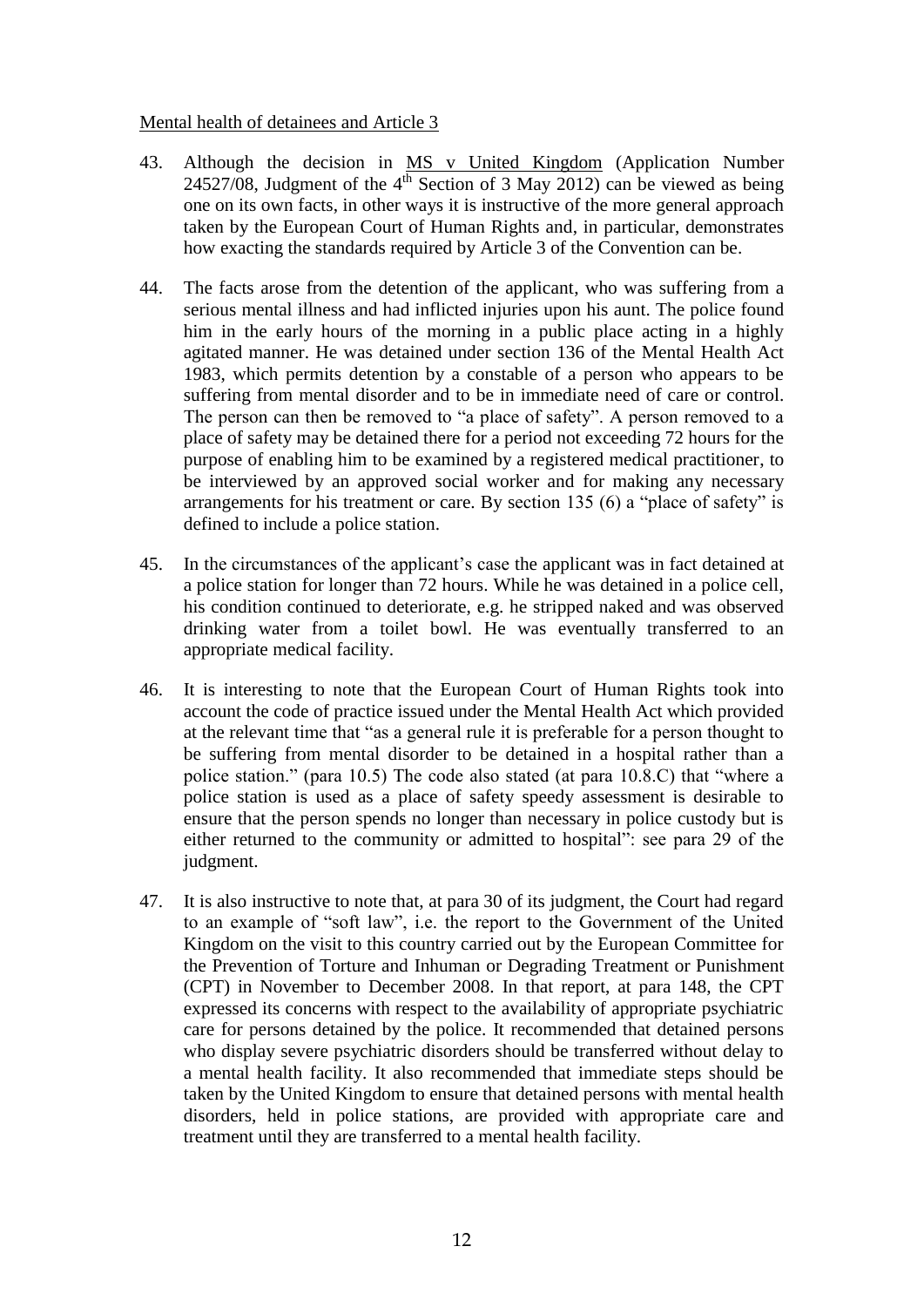Mental health of detainees and Article 3

43. Although the decision in MS v United Kingdom (Application Number 24527/08, Judgment of the 4th Section of 3 May 2012) can be viewed as being one on its own facts, in other ways it is instructive of the more general approach taken by the European Court of Human Rights and, in particular, demonstrates how exacting the standards required by Article 3 of the Convention can be.

44. The facts arose from the detention of the applicant, who was suffering from a serious mental illness and had inflicted injuries upon his aunt. The police found him in the early hours of the morning in a public place acting in a highly agitated manner. He was detained under section 136 of the Mental Health Act 1983, which permits detention by a constable of a person who appears to be suffering from mental disorder and to be in immediate need of care or control. The person can then be removed to "a place of safety". A person removed to a place of safety may be detained there for a period not exceeding 72 hours for the purpose of enabling him to be examined by a registered medical practitioner, to be interviewed by an approved social worker and for making any necessary arrangements for his treatment or care. By section 135 (6) a "place of safety" is defined to include a police station.

45. In the circumstances of the applicant's case the applicant was in fact detained at a police station for longer than 72 hours. While he was detained in a police cell, his condition continued to deteriorate, e.g. he stripped naked and was observed drinking water from a toilet bowl. He was eventually transferred to an appropriate medical facility.

46. It is interesting to note that the European Court of Human Rights took into account the code of practice issued under the Mental Health Act which provided at the relevant time that "as a general rule it is preferable for a person thought to be suffering from mental disorder to be detained in a hospital rather than a police station." (para 10.5) The code also stated (at para 10.8.C) that "where a police station is used as a place of safety speedy assessment is desirable to ensure that the person spends no longer than necessary in police custody but is either returned to the community or admitted to hospital": see para 29 of the judgment.

47. It is also instructive to note that, at para 30 of its judgment, the Court had regard to an example of "soft law", i.e. the report to the Government of the United Kingdom on the visit to this country carried out by the European Committee for the Prevention of Torture and Inhuman or Degrading Treatment or Punishment (CPT) in November to December 2008. In that report, at para 148, the CPT expressed its concerns with respect to the availability of appropriate psychiatric care for persons detained by the police. It recommended that detained persons who display severe psychiatric disorders should be transferred without delay to a mental health facility. It also recommended that immediate steps should be taken by the United Kingdom to ensure that detained persons with mental health disorders, held in police stations, are provided with appropriate care and treatment until they are transferred to a mental health facility.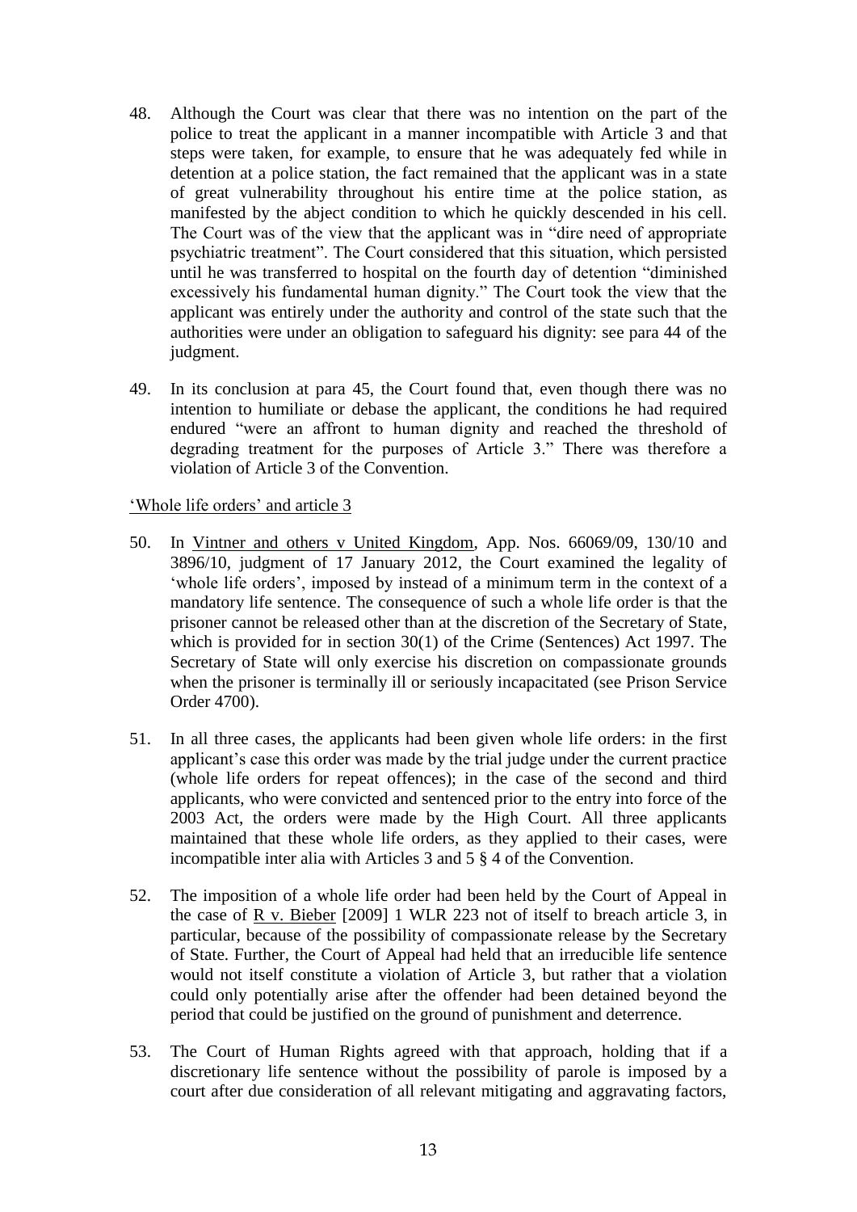48. Although the Court was clear that there was no intention on the part of the police to treat the applicant in a manner incompatible with Article 3 and that steps were taken, for example, to ensure that he was adequately fed while in detention at a police station, the fact remained that the applicant was in a state of great vulnerability throughout his entire time at the police station, as manifested by the abject condition to which he quickly descended in his cell. The Court was of the view that the applicant was in "dire need of appropriate psychiatric treatment". The Court considered that this situation, which persisted until he was transferred to hospital on the fourth day of detention "diminished excessively his fundamental human dignity." The Court took the view that the applicant was entirely under the authority and control of the state such that the authorities were under an obligation to safeguard his dignity: see para 44 of the judgment.

49. In its conclusion at para 45, the Court found that, even though there was no intention to humiliate or debase the applicant, the conditions he had required endured "were an affront to human dignity and reached the threshold of degrading treatment for the purposes of Article 3." There was therefore a violation of Article 3 of the Convention.

'Whole life orders' and article 3

50. In Vintner and others v United Kingdom, App. Nos. 66069/09, 130/10 and 3896/10, judgment of 17 January 2012, the Court examined the legality of 'whole life orders', imposed by instead of a minimum term in the context of a mandatory life sentence. The consequence of such a whole life order is that the prisoner cannot be released other than at the discretion of the Secretary of State, which is provided for in section 30(1) of the Crime (Sentences) Act 1997. The Secretary of State will only exercise his discretion on compassionate grounds when the prisoner is terminally ill or seriously incapacitated (see Prison Service Order 4700).

51. In all three cases, the applicants had been given whole life orders: in the first applicant's case this order was made by the trial judge under the current practice (whole life orders for repeat offences); in the case of the second and third applicants, who were convicted and sentenced prior to the entry into force of the 2003 Act, the orders were made by the High Court. All three applicants maintained that these whole life orders, as they applied to their cases, were incompatible inter alia with Articles 3 and 5 § 4 of the Convention.

52. The imposition of a whole life order had been held by the Court of Appeal in the case of R v. Bieber [2009] 1 WLR 223 not of itself to breach article 3, in particular, because of the possibility of compassionate release by the Secretary of State. Further, the Court of Appeal had held that an irreducible life sentence would not itself constitute a violation of Article 3, but rather that a violation could only potentially arise after the offender had been detained beyond the period that could be justified on the ground of punishment and deterrence.

53. The Court of Human Rights agreed with that approach, holding that if a discretionary life sentence without the possibility of parole is imposed by a court after due consideration of all relevant mitigating and aggravating factors,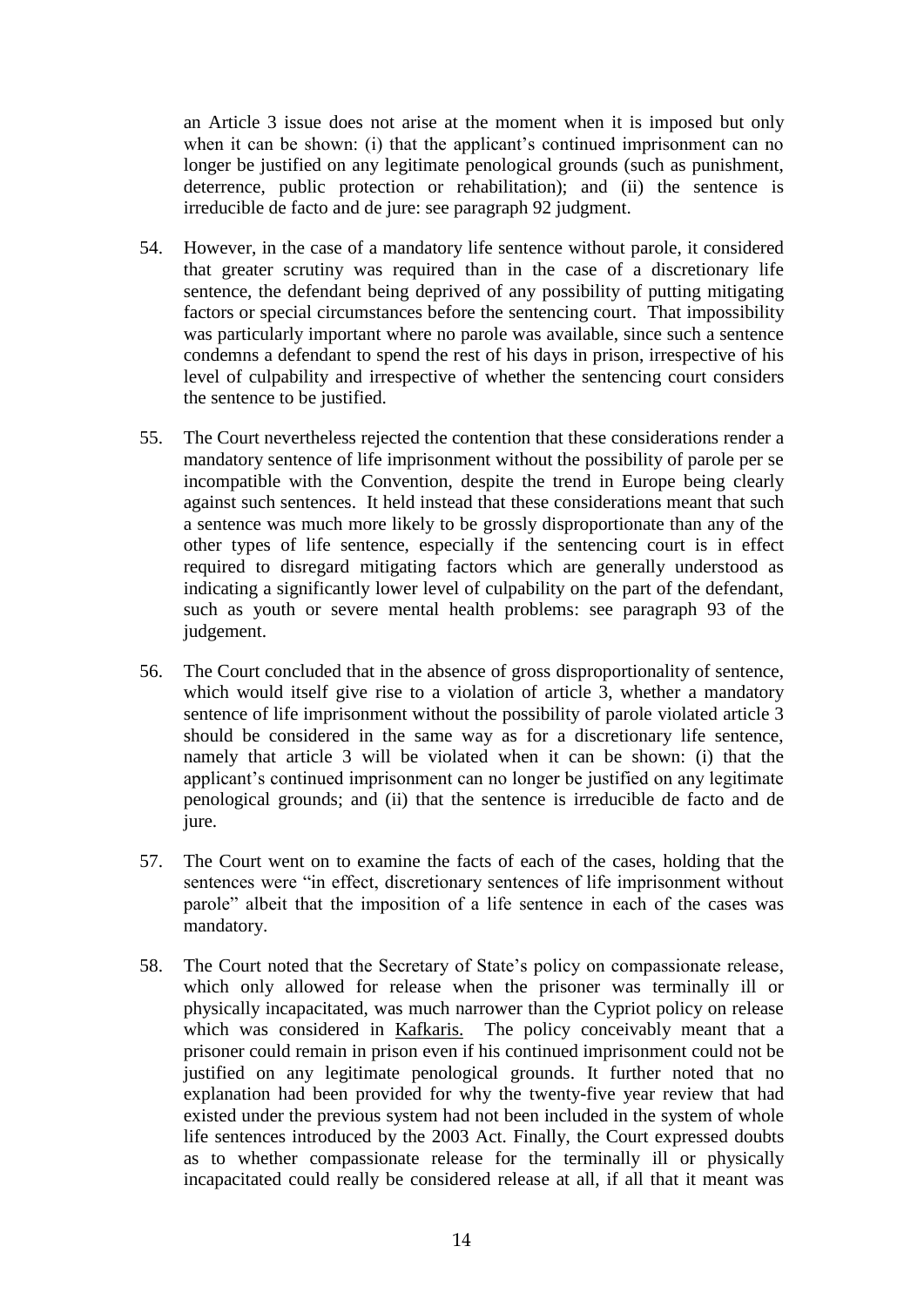an Article 3 issue does not arise at the moment when it is imposed but only when it can be shown: (i) that the applicant's continued imprisonment can no longer be justified on any legitimate penological grounds (such as punishment, deterrence, public protection or rehabilitation); and (ii) the sentence is irreducible de facto and de jure: see paragraph 92 judgment.

54. However, in the case of a mandatory life sentence without parole, it considered that greater scrutiny was required than in the case of a discretionary life sentence, the defendant being deprived of any possibility of putting mitigating factors or special circumstances before the sentencing court. That impossibility was particularly important where no parole was available, since such a sentence condemns a defendant to spend the rest of his days in prison, irrespective of his level of culpability and irrespective of whether the sentencing court considers the sentence to be justified.

55. The Court nevertheless rejected the contention that these considerations render a mandatory sentence of life imprisonment without the possibility of parole per se incompatible with the Convention, despite the trend in Europe being clearly against such sentences. It held instead that these considerations meant that such a sentence was much more likely to be grossly disproportionate than any of the other types of life sentence, especially if the sentencing court is in effect required to disregard mitigating factors which are generally understood as indicating a significantly lower level of culpability on the part of the defendant, such as youth or severe mental health problems: see paragraph 93 of the judgement.

56. The Court concluded that in the absence of gross disproportionality of sentence, which would itself give rise to a violation of article 3, whether a mandatory sentence of life imprisonment without the possibility of parole violated article 3 should be considered in the same way as for a discretionary life sentence, namely that article 3 will be violated when it can be shown: (i) that the applicant's continued imprisonment can no longer be justified on any legitimate penological grounds; and (ii) that the sentence is irreducible de facto and de jure.

57. The Court went on to examine the facts of each of the cases, holding that the sentences were "in effect, discretionary sentences of life imprisonment without parole" albeit that the imposition of a life sentence in each of the cases was mandatory.

58. The Court noted that the Secretary of State's policy on compassionate release, which only allowed for release when the prisoner was terminally ill or physically incapacitated, was much narrower than the Cypriot policy on release which was considered in Kafkaris. The policy conceivably meant that a prisoner could remain in prison even if his continued imprisonment could not be justified on any legitimate penological grounds. It further noted that no explanation had been provided for why the twenty-five year review that had existed under the previous system had not been included in the system of whole life sentences introduced by the 2003 Act. Finally, the Court expressed doubts as to whether compassionate release for the terminally ill or physically incapacitated could really be considered release at all, if all that it meant was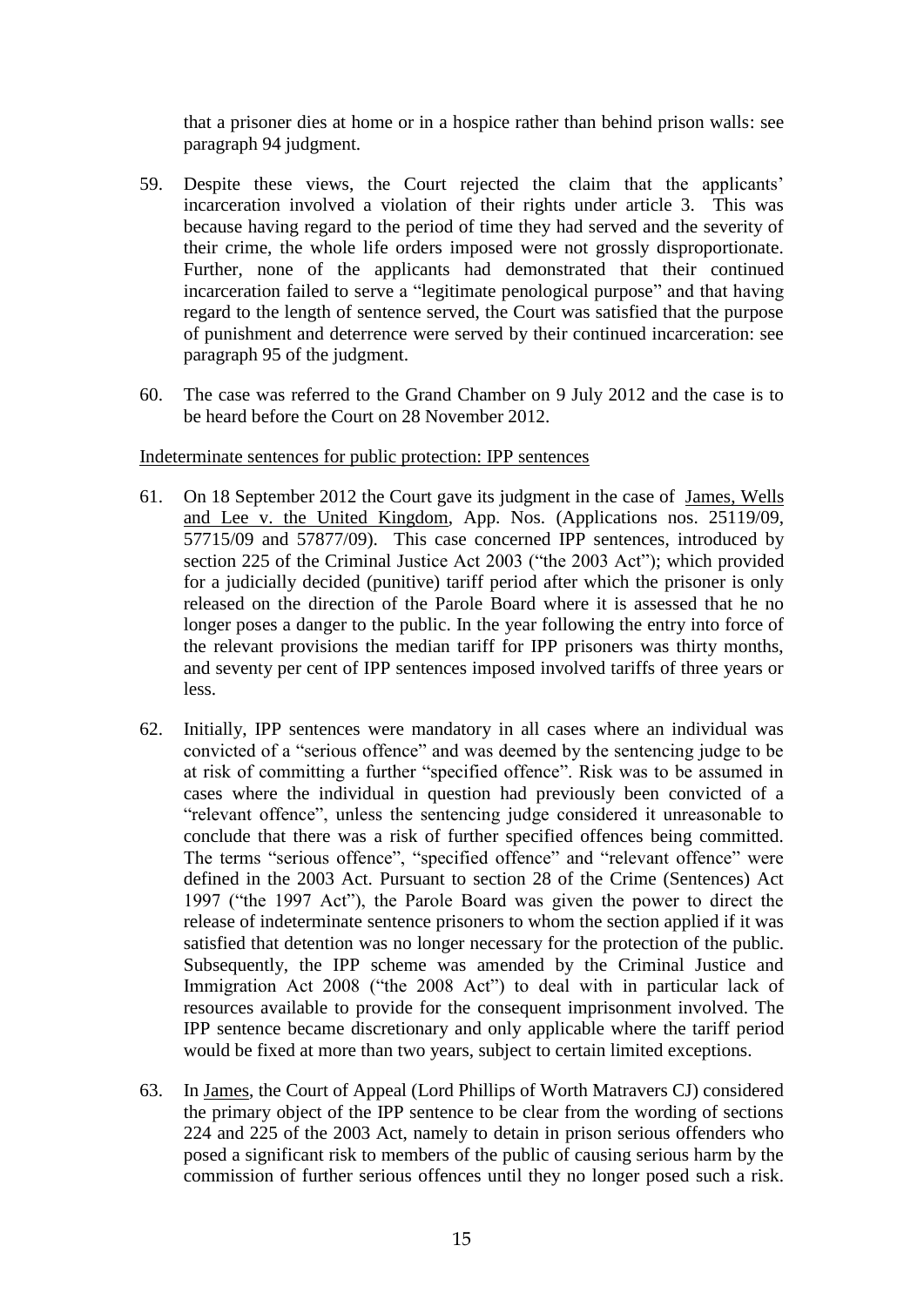that a prisoner dies at home or in a hospice rather than behind prison walls: see paragraph 94 judgment.

59. Despite these views, the Court rejected the claim that the applicants' incarceration involved a violation of their rights under article 3. This was because having regard to the period of time they had served and the severity of their crime, the whole life orders imposed were not grossly disproportionate. Further, none of the applicants had demonstrated that their continued incarceration failed to serve a "legitimate penological purpose" and that having regard to the length of sentence served, the Court was satisfied that the purpose of punishment and deterrence were served by their continued incarceration: see paragraph 95 of the judgment.

60. The case was referred to the Grand Chamber on 9 July 2012 and the case is to be heard before the Court on 28 November 2012.

Indeterminate sentences for public protection: IPP sentences

61. On 18 September 2012 the Court gave its judgment in the case of James, Wells and Lee v. the United Kingdom, App. Nos. (Applications nos. 25119/09, 57715/09 and 57877/09). This case concerned IPP sentences, introduced by section 225 of the Criminal Justice Act 2003 ("the 2003 Act"); which provided for a judicially decided (punitive) tariff period after which the prisoner is only released on the direction of the Parole Board where it is assessed that he no longer poses a danger to the public. In the year following the entry into force of the relevant provisions the median tariff for IPP prisoners was thirty months, and seventy per cent of IPP sentences imposed involved tariffs of three years or less.

62. Initially, IPP sentences were mandatory in all cases where an individual was convicted of a "serious offence" and was deemed by the sentencing judge to be at risk of committing a further "specified offence". Risk was to be assumed in cases where the individual in question had previously been convicted of a "relevant offence", unless the sentencing judge considered it unreasonable to conclude that there was a risk of further specified offences being committed. The terms "serious offence", "specified offence" and "relevant offence" were defined in the 2003 Act. Pursuant to section 28 of the Crime (Sentences) Act 1997 ("the 1997 Act"), the Parole Board was given the power to direct the release of indeterminate sentence prisoners to whom the section applied if it was satisfied that detention was no longer necessary for the protection of the public. Subsequently, the IPP scheme was amended by the Criminal Justice and Immigration Act 2008 ("the 2008 Act") to deal with in particular lack of resources available to provide for the consequent imprisonment involved. The IPP sentence became discretionary and only applicable where the tariff period would be fixed at more than two years, subject to certain limited exceptions.

63. In James, the Court of Appeal (Lord Phillips of Worth Matravers CJ) considered the primary object of the IPP sentence to be clear from the wording of sections 224 and 225 of the 2003 Act, namely to detain in prison serious offenders who posed a significant risk to members of the public of causing serious harm by the commission of further serious offences until they no longer posed such a risk.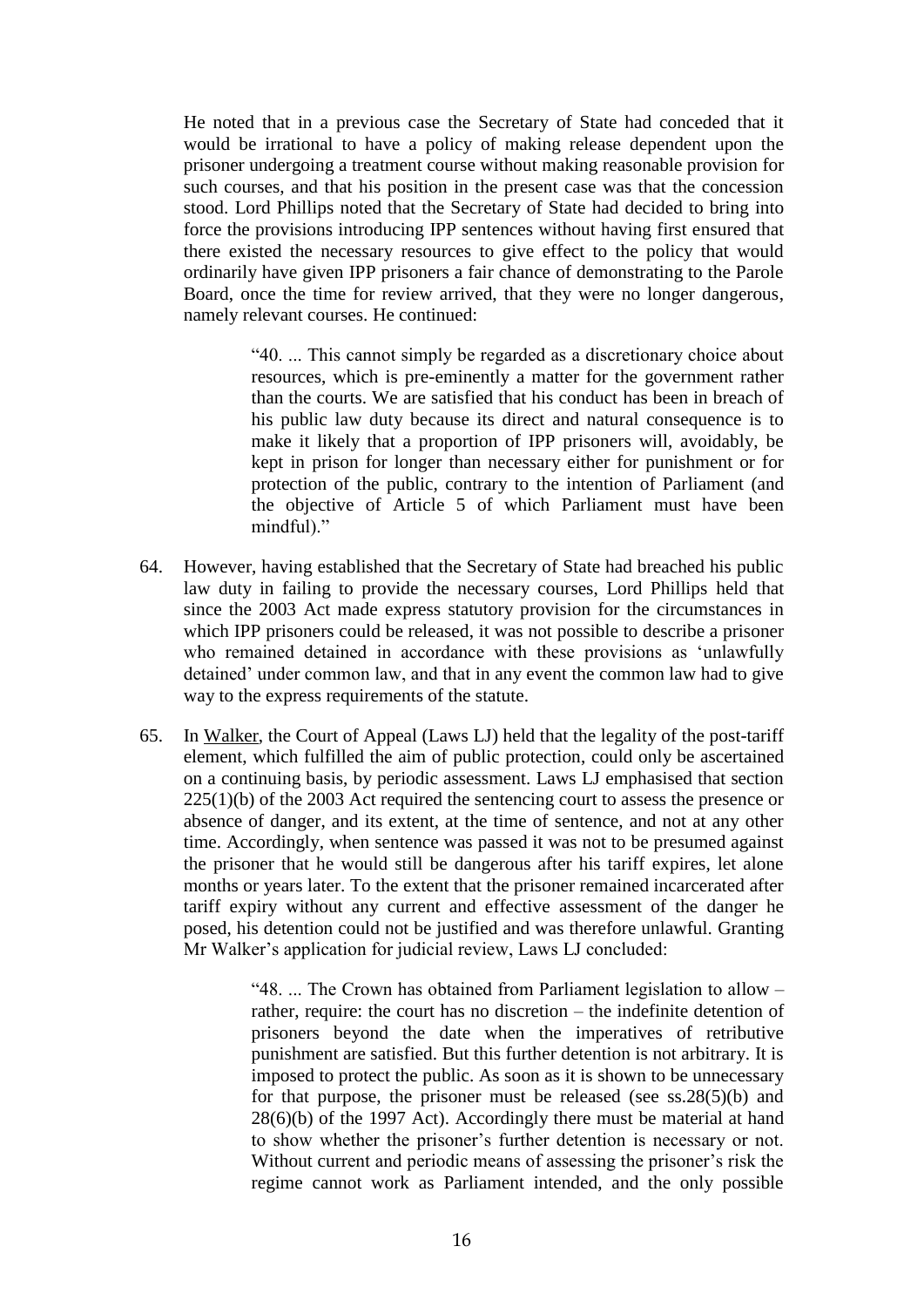He noted that in a previous case the Secretary of State had conceded that it would be irrational to have a policy of making release dependent upon the prisoner undergoing a treatment course without making reasonable provision for such courses, and that his position in the present case was that the concession stood. Lord Phillips noted that the Secretary of State had decided to bring into force the provisions introducing IPP sentences without having first ensured that there existed the necessary resources to give effect to the policy that would ordinarily have given IPP prisoners a fair chance of demonstrating to the Parole Board, once the time for review arrived, that they were no longer dangerous, namely relevant courses. He continued:

> "40. ... This cannot simply be regarded as a discretionary choice about resources, which is pre-eminently a matter for the government rather than the courts. We are satisfied that his conduct has been in breach of his public law duty because its direct and natural consequence is to make it likely that a proportion of IPP prisoners will, avoidably, be kept in prison for longer than necessary either for punishment or for protection of the public, contrary to the intention of Parliament (and the objective of Article 5 of which Parliament must have been mindful)."

64. However, having established that the Secretary of State had breached his public law duty in failing to provide the necessary courses, Lord Phillips held that since the 2003 Act made express statutory provision for the circumstances in which IPP prisoners could be released, it was not possible to describe a prisoner who remained detained in accordance with these provisions as 'unlawfully detained' under common law, and that in any event the common law had to give way to the express requirements of the statute.

65. In Walker, the Court of Appeal (Laws LJ) held that the legality of the post-tariff element, which fulfilled the aim of public protection, could only be ascertained on a continuing basis, by periodic assessment. Laws LJ emphasised that section 225(1)(b) of the 2003 Act required the sentencing court to assess the presence or absence of danger, and its extent, at the time of sentence, and not at any other time. Accordingly, when sentence was passed it was not to be presumed against the prisoner that he would still be dangerous after his tariff expires, let alone months or years later. To the extent that the prisoner remained incarcerated after tariff expiry without any current and effective assessment of the danger he posed, his detention could not be justified and was therefore unlawful. Granting Mr Walker's application for judicial review, Laws LJ concluded:

> "48. ... The Crown has obtained from Parliament legislation to allow – rather, require: the court has no discretion – the indefinite detention of prisoners beyond the date when the imperatives of retributive punishment are satisfied. But this further detention is not arbitrary. It is imposed to protect the public. As soon as it is shown to be unnecessary for that purpose, the prisoner must be released (see ss.28(5)(b) and 28(6)(b) of the 1997 Act). Accordingly there must be material at hand to show whether the prisoner's further detention is necessary or not. Without current and periodic means of assessing the prisoner's risk the regime cannot work as Parliament intended, and the only possible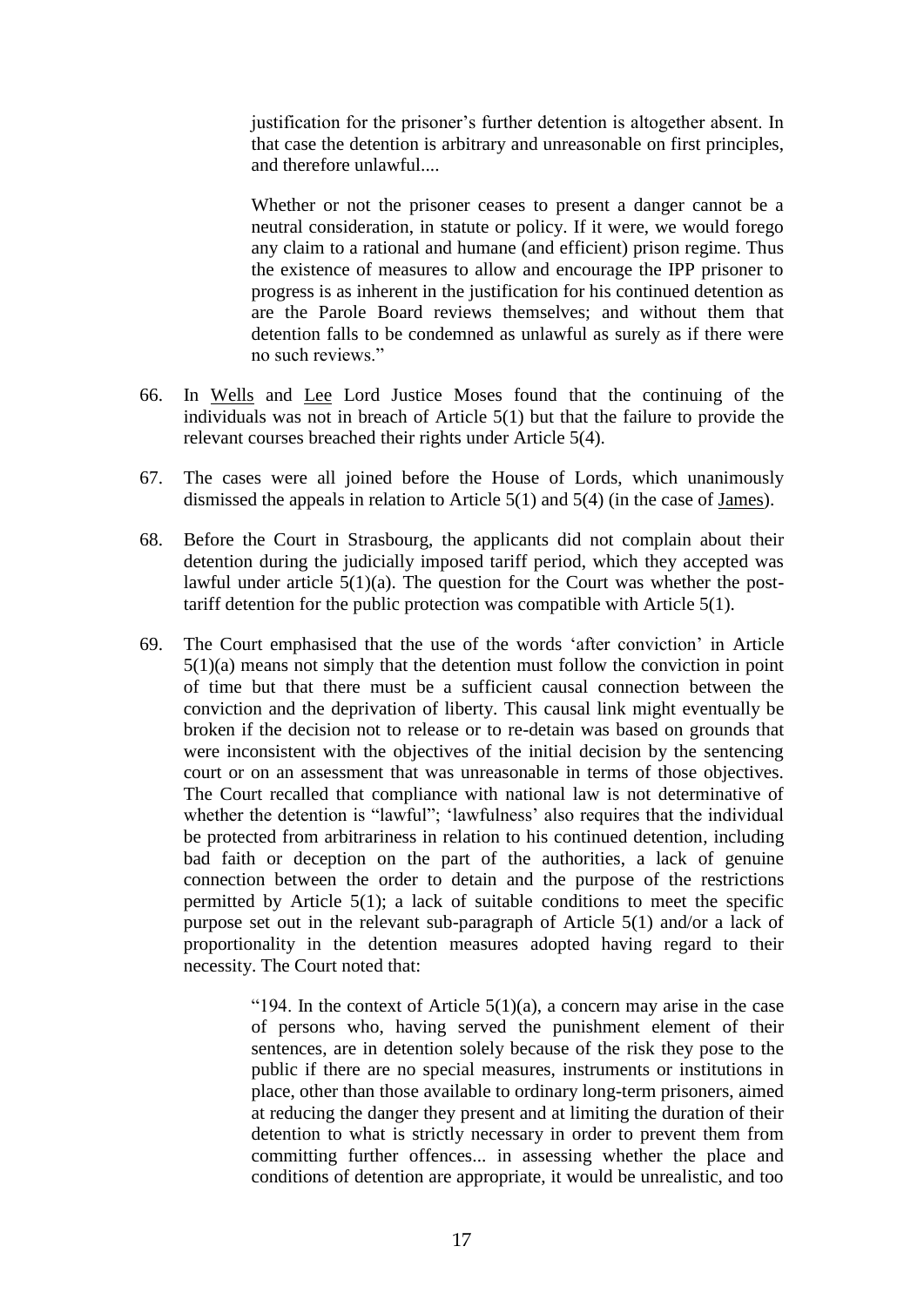> justification for the prisoner's further detention is altogether absent. In that case the detention is arbitrary and unreasonable on first principles, and therefore unlawful....
>
> Whether or not the prisoner ceases to present a danger cannot be a neutral consideration, in statute or policy. If it were, we would forego any claim to a rational and humane (and efficient) prison regime. Thus the existence of measures to allow and encourage the IPP prisoner to progress is as inherent in the justification for his continued detention as are the Parole Board reviews themselves; and without them that detention falls to be condemned as unlawful as surely as if there were no such reviews."

66. In Wells and Lee Lord Justice Moses found that the continuing of the individuals was not in breach of Article 5(1) but that the failure to provide the relevant courses breached their rights under Article 5(4).

67. The cases were all joined before the House of Lords, which unanimously dismissed the appeals in relation to Article 5(1) and 5(4) (in the case of James).

68. Before the Court in Strasbourg, the applicants did not complain about their detention during the judicially imposed tariff period, which they accepted was lawful under article 5(1)(a). The question for the Court was whether the post-tariff detention for the public protection was compatible with Article 5(1).

69. The Court emphasised that the use of the words 'after conviction' in Article 5(1)(a) means not simply that the detention must follow the conviction in point of time but that there must be a sufficient causal connection between the conviction and the deprivation of liberty. This causal link might eventually be broken if the decision not to release or to re-detain was based on grounds that were inconsistent with the objectives of the initial decision by the sentencing court or on an assessment that was unreasonable in terms of those objectives. The Court recalled that compliance with national law is not determinative of whether the detention is "lawful"; 'lawfulness' also requires that the individual be protected from arbitrariness in relation to his continued detention, including bad faith or deception on the part of the authorities, a lack of genuine connection between the order to detain and the purpose of the restrictions permitted by Article 5(1); a lack of suitable conditions to meet the specific purpose set out in the relevant sub-paragraph of Article 5(1) and/or a lack of proportionality in the detention measures adopted having regard to their necessity. The Court noted that:

> "194. In the context of Article 5(1)(a), a concern may arise in the case of persons who, having served the punishment element of their sentences, are in detention solely because of the risk they pose to the public if there are no special measures, instruments or institutions in place, other than those available to ordinary long-term prisoners, aimed at reducing the danger they present and at limiting the duration of their detention to what is strictly necessary in order to prevent them from committing further offences... in assessing whether the place and conditions of detention are appropriate, it would be unrealistic, and too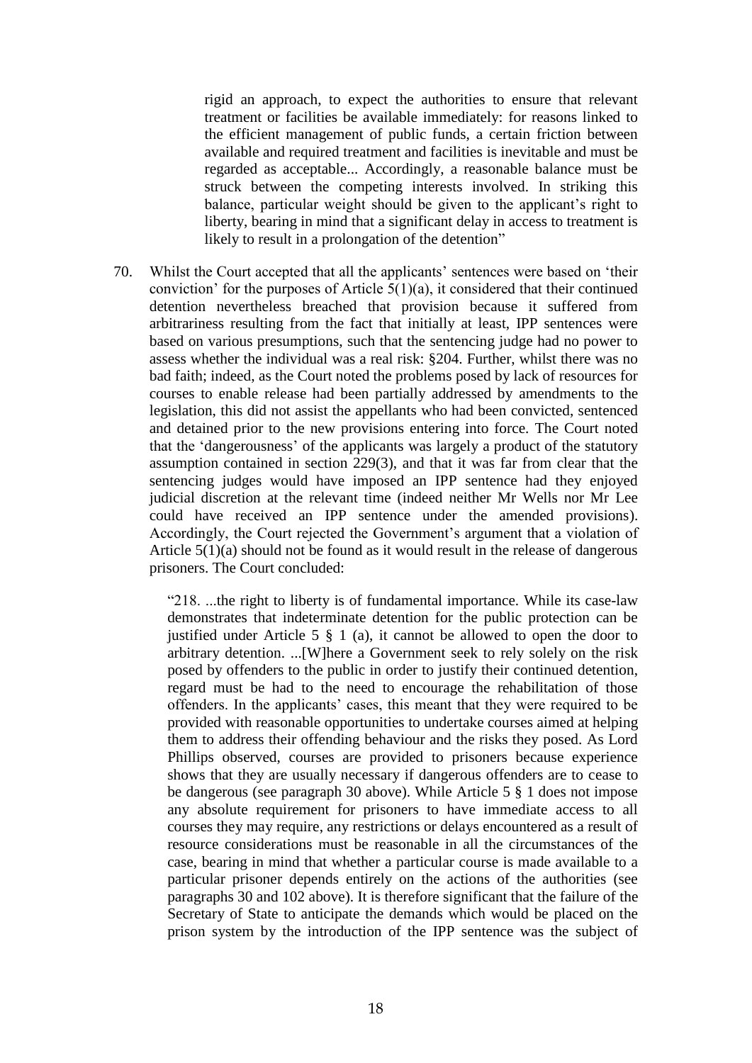> rigid an approach, to expect the authorities to ensure that relevant treatment or facilities be available immediately: for reasons linked to the efficient management of public funds, a certain friction between available and required treatment and facilities is inevitable and must be regarded as acceptable... Accordingly, a reasonable balance must be struck between the competing interests involved. In striking this balance, particular weight should be given to the applicant's right to liberty, bearing in mind that a significant delay in access to treatment is likely to result in a prolongation of the detention"

70. Whilst the Court accepted that all the applicants' sentences were based on 'their conviction' for the purposes of Article 5(1)(a), it considered that their continued detention nevertheless breached that provision because it suffered from arbitrariness resulting from the fact that initially at least, IPP sentences were based on various presumptions, such that the sentencing judge had no power to assess whether the individual was a real risk: §204. Further, whilst there was no bad faith; indeed, as the Court noted the problems posed by lack of resources for courses to enable release had been partially addressed by amendments to the legislation, this did not assist the appellants who had been convicted, sentenced and detained prior to the new provisions entering into force. The Court noted that the 'dangerousness' of the applicants was largely a product of the statutory assumption contained in section 229(3), and that it was far from clear that the sentencing judges would have imposed an IPP sentence had they enjoyed judicial discretion at the relevant time (indeed neither Mr Wells nor Mr Lee could have received an IPP sentence under the amended provisions). Accordingly, the Court rejected the Government's argument that a violation of Article 5(1)(a) should not be found as it would result in the release of dangerous prisoners. The Court concluded:

> "218. ...the right to liberty is of fundamental importance. While its case-law demonstrates that indeterminate detention for the public protection can be justified under Article 5 § 1 (a), it cannot be allowed to open the door to arbitrary detention. ...[W]here a Government seek to rely solely on the risk posed by offenders to the public in order to justify their continued detention, regard must be had to the need to encourage the rehabilitation of those offenders. In the applicants' cases, this meant that they were required to be provided with reasonable opportunities to undertake courses aimed at helping them to address their offending behaviour and the risks they posed. As Lord Phillips observed, courses are provided to prisoners because experience shows that they are usually necessary if dangerous offenders are to cease to be dangerous (see paragraph 30 above). While Article 5 § 1 does not impose any absolute requirement for prisoners to have immediate access to all courses they may require, any restrictions or delays encountered as a result of resource considerations must be reasonable in all the circumstances of the case, bearing in mind that whether a particular course is made available to a particular prisoner depends entirely on the actions of the authorities (see paragraphs 30 and 102 above). It is therefore significant that the failure of the Secretary of State to anticipate the demands which would be placed on the prison system by the introduction of the IPP sentence was the subject of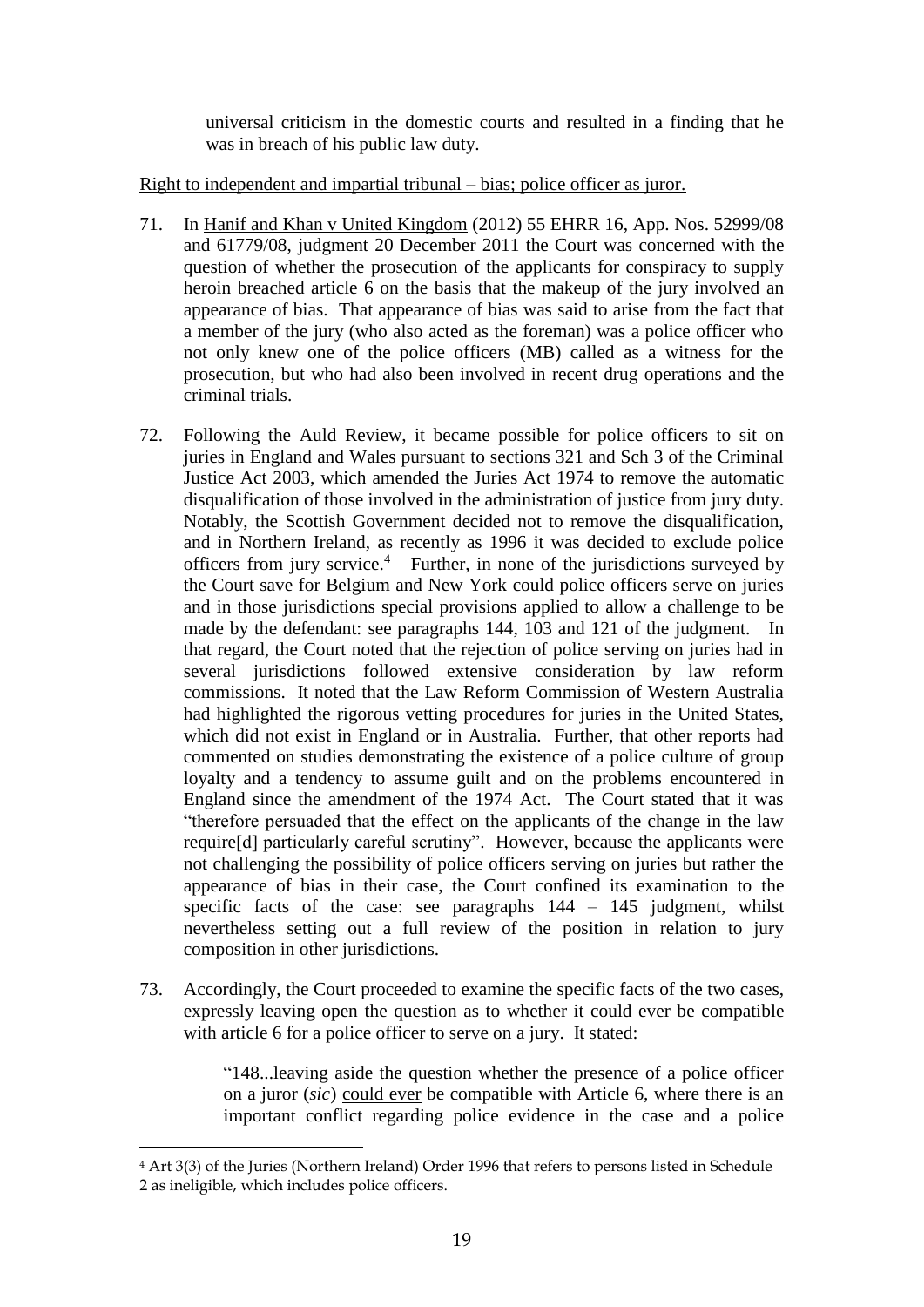universal criticism in the domestic courts and resulted in a finding that he was in breach of his public law duty.

Right to independent and impartial tribunal – bias; police officer as juror.

71. In Hanif and Khan v United Kingdom (2012) 55 EHRR 16, App. Nos. 52999/08 and 61779/08, judgment 20 December 2011 the Court was concerned with the question of whether the prosecution of the applicants for conspiracy to supply heroin breached article 6 on the basis that the makeup of the jury involved an appearance of bias. That appearance of bias was said to arise from the fact that a member of the jury (who also acted as the foreman) was a police officer who not only knew one of the police officers (MB) called as a witness for the prosecution, but who had also been involved in recent drug operations and the criminal trials.

72. Following the Auld Review, it became possible for police officers to sit on juries in England and Wales pursuant to sections 321 and Sch 3 of the Criminal Justice Act 2003, which amended the Juries Act 1974 to remove the automatic disqualification of those involved in the administration of justice from jury duty. Notably, the Scottish Government decided not to remove the disqualification, and in Northern Ireland, as recently as 1996 it was decided to exclude police officers from jury service.[4] Further, in none of the jurisdictions surveyed by the Court save for Belgium and New York could police officers serve on juries and in those jurisdictions special provisions applied to allow a challenge to be made by the defendant: see paragraphs 144, 103 and 121 of the judgment. In that regard, the Court noted that the rejection of police serving on juries had in several jurisdictions followed extensive consideration by law reform commissions. It noted that the Law Reform Commission of Western Australia had highlighted the rigorous vetting procedures for juries in the United States, which did not exist in England or in Australia. Further, that other reports had commented on studies demonstrating the existence of a police culture of group loyalty and a tendency to assume guilt and on the problems encountered in England since the amendment of the 1974 Act. The Court stated that it was "therefore persuaded that the effect on the applicants of the change in the law require[d] particularly careful scrutiny". However, because the applicants were not challenging the possibility of police officers serving on juries but rather the appearance of bias in their case, the Court confined its examination to the specific facts of the case: see paragraphs 144 – 145 judgment, whilst nevertheless setting out a full review of the position in relation to jury composition in other jurisdictions.

73. Accordingly, the Court proceeded to examine the specific facts of the two cases, expressly leaving open the question as to whether it could ever be compatible with article 6 for a police officer to serve on a jury. It stated:

> "148...leaving aside the question whether the presence of a police officer on a juror (*sic*) could ever be compatible with Article 6, where there is an important conflict regarding police evidence in the case and a police

[4] Art 3(3) of the Juries (Northern Ireland) Order 1996 that refers to persons listed in Schedule 2 as ineligible, which includes police officers.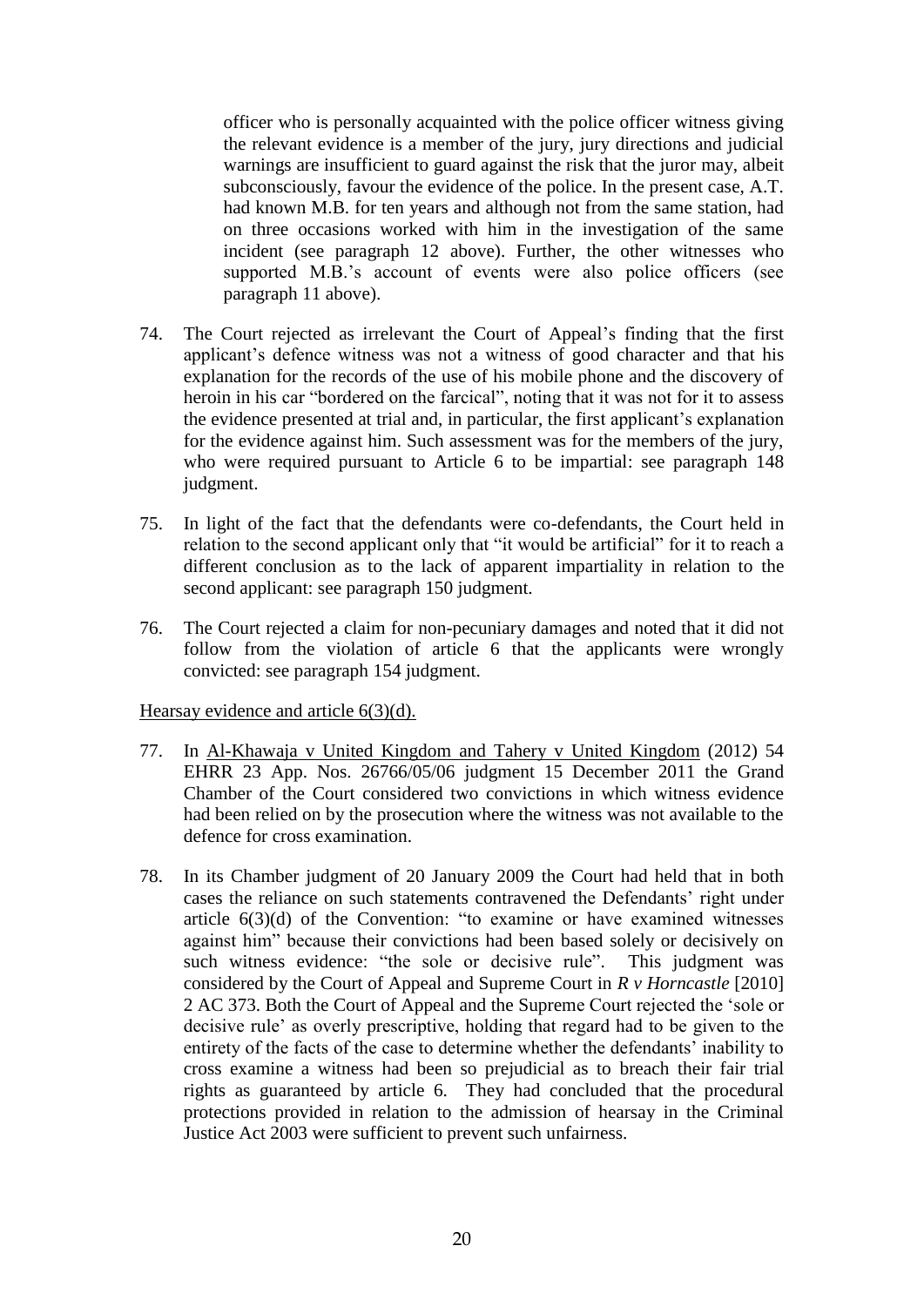officer who is personally acquainted with the police officer witness giving the relevant evidence is a member of the jury, jury directions and judicial warnings are insufficient to guard against the risk that the juror may, albeit subconsciously, favour the evidence of the police. In the present case, A.T. had known M.B. for ten years and although not from the same station, had on three occasions worked with him in the investigation of the same incident (see paragraph 12 above). Further, the other witnesses who supported M.B.'s account of events were also police officers (see paragraph 11 above).

74. The Court rejected as irrelevant the Court of Appeal's finding that the first applicant's defence witness was not a witness of good character and that his explanation for the records of the use of his mobile phone and the discovery of heroin in his car "bordered on the farcical", noting that it was not for it to assess the evidence presented at trial and, in particular, the first applicant's explanation for the evidence against him. Such assessment was for the members of the jury, who were required pursuant to Article 6 to be impartial: see paragraph 148 judgment.

75. In light of the fact that the defendants were co-defendants, the Court held in relation to the second applicant only that "it would be artificial" for it to reach a different conclusion as to the lack of apparent impartiality in relation to the second applicant: see paragraph 150 judgment.

76. The Court rejected a claim for non-pecuniary damages and noted that it did not follow from the violation of article 6 that the applicants were wrongly convicted: see paragraph 154 judgment.

<u>Hearsay evidence and article 6(3)(d).</u>

77. In <u>Al-Khawaja v United Kingdom and Tahery v United Kingdom</u> (2012) 54 EHRR 23 App. Nos. 26766/05/06 judgment 15 December 2011 the Grand Chamber of the Court considered two convictions in which witness evidence had been relied on by the prosecution where the witness was not available to the defence for cross examination.

78. In its Chamber judgment of 20 January 2009 the Court had held that in both cases the reliance on such statements contravened the Defendants' right under article 6(3)(d) of the Convention: "to examine or have examined witnesses against him" because their convictions had been based solely or decisively on such witness evidence: "the sole or decisive rule". This judgment was considered by the Court of Appeal and Supreme Court in *R v Horncastle* [2010] 2 AC 373. Both the Court of Appeal and the Supreme Court rejected the 'sole or decisive rule' as overly prescriptive, holding that regard had to be given to the entirety of the facts of the case to determine whether the defendants' inability to cross examine a witness had been so prejudicial as to breach their fair trial rights as guaranteed by article 6. They had concluded that the procedural protections provided in relation to the admission of hearsay in the Criminal Justice Act 2003 were sufficient to prevent such unfairness.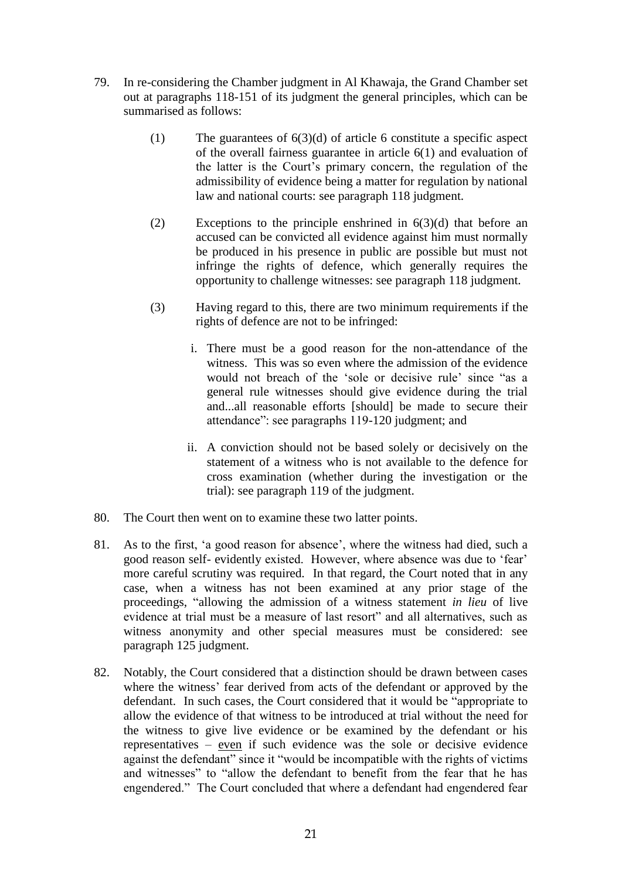79. In re-considering the Chamber judgment in Al Khawaja, the Grand Chamber set out at paragraphs 118-151 of its judgment the general principles, which can be summarised as follows:

    (1) The guarantees of 6(3)(d) of article 6 constitute a specific aspect of the overall fairness guarantee in article 6(1) and evaluation of the latter is the Court's primary concern, the regulation of the admissibility of evidence being a matter for regulation by national law and national courts: see paragraph 118 judgment.

    (2) Exceptions to the principle enshrined in 6(3)(d) that before an accused can be convicted all evidence against him must normally be produced in his presence in public are possible but must not infringe the rights of defence, which generally requires the opportunity to challenge witnesses: see paragraph 118 judgment.

    (3) Having regard to this, there are two minimum requirements if the rights of defence are not to be infringed:

        i. There must be a good reason for the non-attendance of the witness. This was so even where the admission of the evidence would not breach of the 'sole or decisive rule' since "as a general rule witnesses should give evidence during the trial and...all reasonable efforts [should] be made to secure their attendance": see paragraphs 119-120 judgment; and

        ii. A conviction should not be based solely or decisively on the statement of a witness who is not available to the defence for cross examination (whether during the investigation or the trial): see paragraph 119 of the judgment.

80. The Court then went on to examine these two latter points.

81. As to the first, 'a good reason for absence', where the witness had died, such a good reason self- evidently existed. However, where absence was due to 'fear' more careful scrutiny was required. In that regard, the Court noted that in any case, when a witness has not been examined at any prior stage of the proceedings, "allowing the admission of a witness statement *in lieu* of live evidence at trial must be a measure of last resort" and all alternatives, such as witness anonymity and other special measures must be considered: see paragraph 125 judgment.

82. Notably, the Court considered that a distinction should be drawn between cases where the witness' fear derived from acts of the defendant or approved by the defendant. In such cases, the Court considered that it would be "appropriate to allow the evidence of that witness to be introduced at trial without the need for the witness to give live evidence or be examined by the defendant or his representatives – <u>even</u> if such evidence was the sole or decisive evidence against the defendant" since it "would be incompatible with the rights of victims and witnesses" to "allow the defendant to benefit from the fear that he has engendered." The Court concluded that where a defendant had engendered fear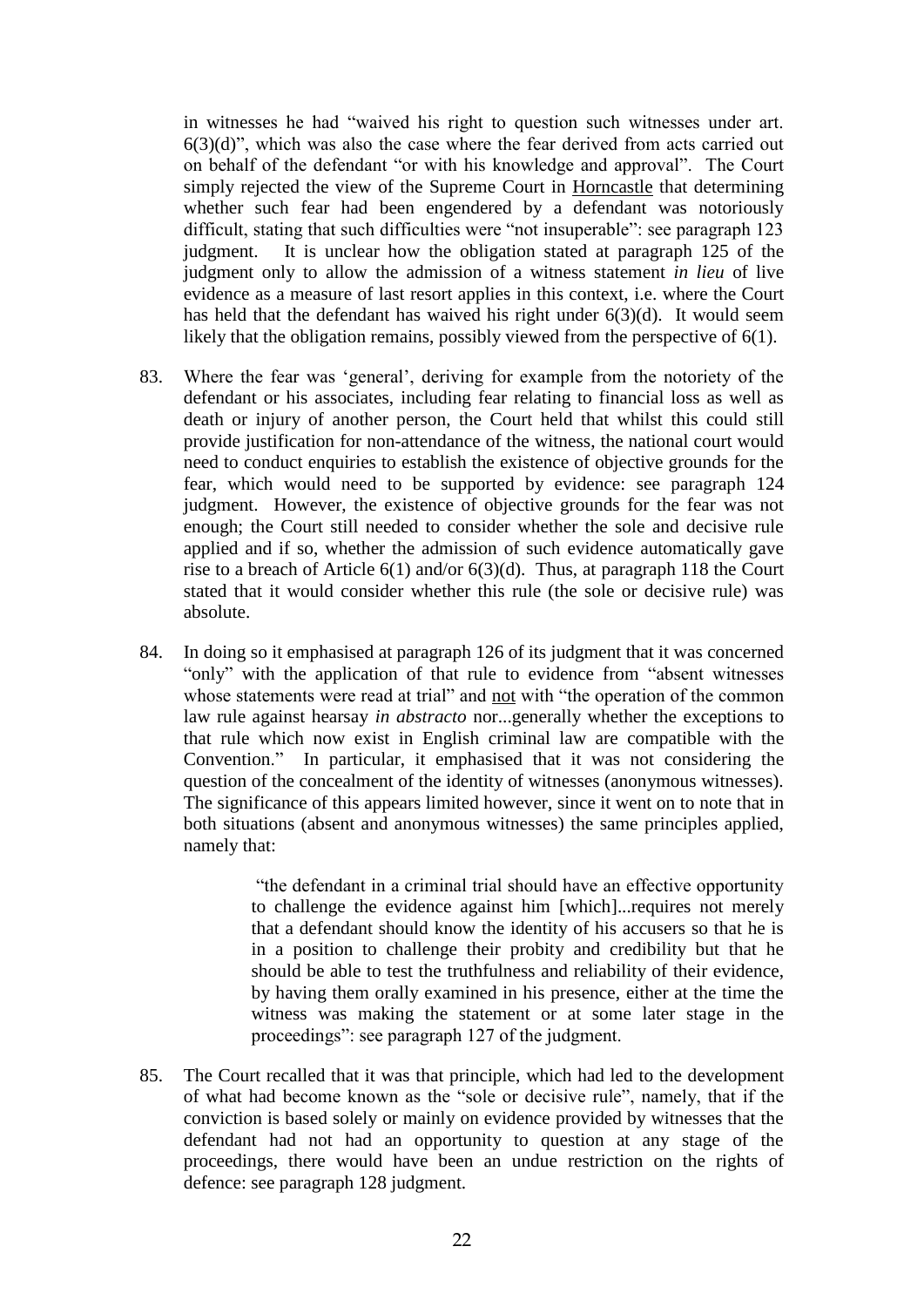in witnesses he had "waived his right to question such witnesses under art. 6(3)(d)", which was also the case where the fear derived from acts carried out on behalf of the defendant "or with his knowledge and approval". The Court simply rejected the view of the Supreme Court in Horncastle that determining whether such fear had been engendered by a defendant was notoriously difficult, stating that such difficulties were "not insuperable": see paragraph 123 judgment. It is unclear how the obligation stated at paragraph 125 of the judgment only to allow the admission of a witness statement *in lieu* of live evidence as a measure of last resort applies in this context, i.e. where the Court has held that the defendant has waived his right under 6(3)(d). It would seem likely that the obligation remains, possibly viewed from the perspective of 6(1).

83. Where the fear was 'general', deriving for example from the notoriety of the defendant or his associates, including fear relating to financial loss as well as death or injury of another person, the Court held that whilst this could still provide justification for non-attendance of the witness, the national court would need to conduct enquiries to establish the existence of objective grounds for the fear, which would need to be supported by evidence: see paragraph 124 judgment. However, the existence of objective grounds for the fear was not enough; the Court still needed to consider whether the sole and decisive rule applied and if so, whether the admission of such evidence automatically gave rise to a breach of Article 6(1) and/or 6(3)(d). Thus, at paragraph 118 the Court stated that it would consider whether this rule (the sole or decisive rule) was absolute.

84. In doing so it emphasised at paragraph 126 of its judgment that it was concerned "only" with the application of that rule to evidence from "absent witnesses whose statements were read at trial" and not with "the operation of the common law rule against hearsay *in abstracto* nor...generally whether the exceptions to that rule which now exist in English criminal law are compatible with the Convention." In particular, it emphasised that it was not considering the question of the concealment of the identity of witnesses (anonymous witnesses). The significance of this appears limited however, since it went on to note that in both situations (absent and anonymous witnesses) the same principles applied, namely that:

> "the defendant in a criminal trial should have an effective opportunity to challenge the evidence against him [which]...requires not merely that a defendant should know the identity of his accusers so that he is in a position to challenge their probity and credibility but that he should be able to test the truthfulness and reliability of their evidence, by having them orally examined in his presence, either at the time the witness was making the statement or at some later stage in the proceedings": see paragraph 127 of the judgment.

85. The Court recalled that it was that principle, which had led to the development of what had become known as the "sole or decisive rule", namely, that if the conviction is based solely or mainly on evidence provided by witnesses that the defendant had not had an opportunity to question at any stage of the proceedings, there would have been an undue restriction on the rights of defence: see paragraph 128 judgment.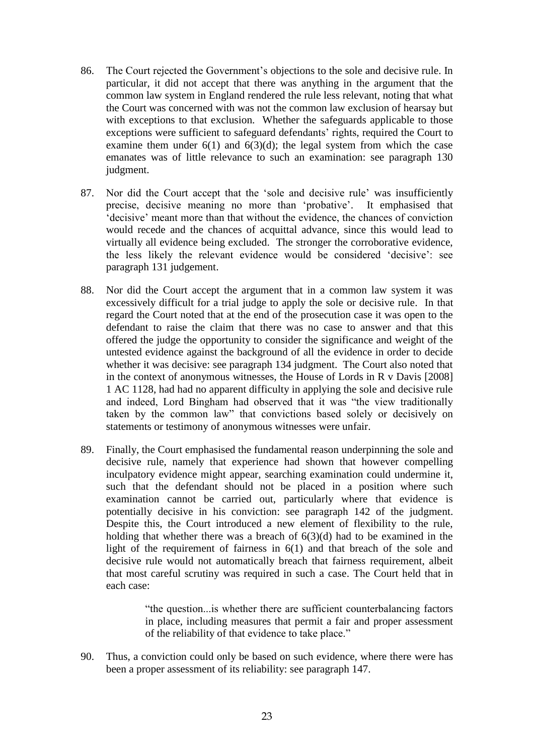86. The Court rejected the Government's objections to the sole and decisive rule. In particular, it did not accept that there was anything in the argument that the common law system in England rendered the rule less relevant, noting that what the Court was concerned with was not the common law exclusion of hearsay but with exceptions to that exclusion. Whether the safeguards applicable to those exceptions were sufficient to safeguard defendants' rights, required the Court to examine them under 6(1) and 6(3)(d); the legal system from which the case emanates was of little relevance to such an examination: see paragraph 130 judgment.

87. Nor did the Court accept that the 'sole and decisive rule' was insufficiently precise, decisive meaning no more than 'probative'. It emphasised that 'decisive' meant more than that without the evidence, the chances of conviction would recede and the chances of acquittal advance, since this would lead to virtually all evidence being excluded. The stronger the corroborative evidence, the less likely the relevant evidence would be considered 'decisive': see paragraph 131 judgement.

88. Nor did the Court accept the argument that in a common law system it was excessively difficult for a trial judge to apply the sole or decisive rule. In that regard the Court noted that at the end of the prosecution case it was open to the defendant to raise the claim that there was no case to answer and that this offered the judge the opportunity to consider the significance and weight of the untested evidence against the background of all the evidence in order to decide whether it was decisive: see paragraph 134 judgment. The Court also noted that in the context of anonymous witnesses, the House of Lords in R v Davis [2008] 1 AC 1128, had had no apparent difficulty in applying the sole and decisive rule and indeed, Lord Bingham had observed that it was "the view traditionally taken by the common law" that convictions based solely or decisively on statements or testimony of anonymous witnesses were unfair.

89. Finally, the Court emphasised the fundamental reason underpinning the sole and decisive rule, namely that experience had shown that however compelling inculpatory evidence might appear, searching examination could undermine it, such that the defendant should not be placed in a position where such examination cannot be carried out, particularly where that evidence is potentially decisive in his conviction: see paragraph 142 of the judgment. Despite this, the Court introduced a new element of flexibility to the rule, holding that whether there was a breach of 6(3)(d) had to be examined in the light of the requirement of fairness in 6(1) and that breach of the sole and decisive rule would not automatically breach that fairness requirement, albeit that most careful scrutiny was required in such a case. The Court held that in each case:

> "the question...is whether there are sufficient counterbalancing factors in place, including measures that permit a fair and proper assessment of the reliability of that evidence to take place."

90. Thus, a conviction could only be based on such evidence, where there were has been a proper assessment of its reliability: see paragraph 147.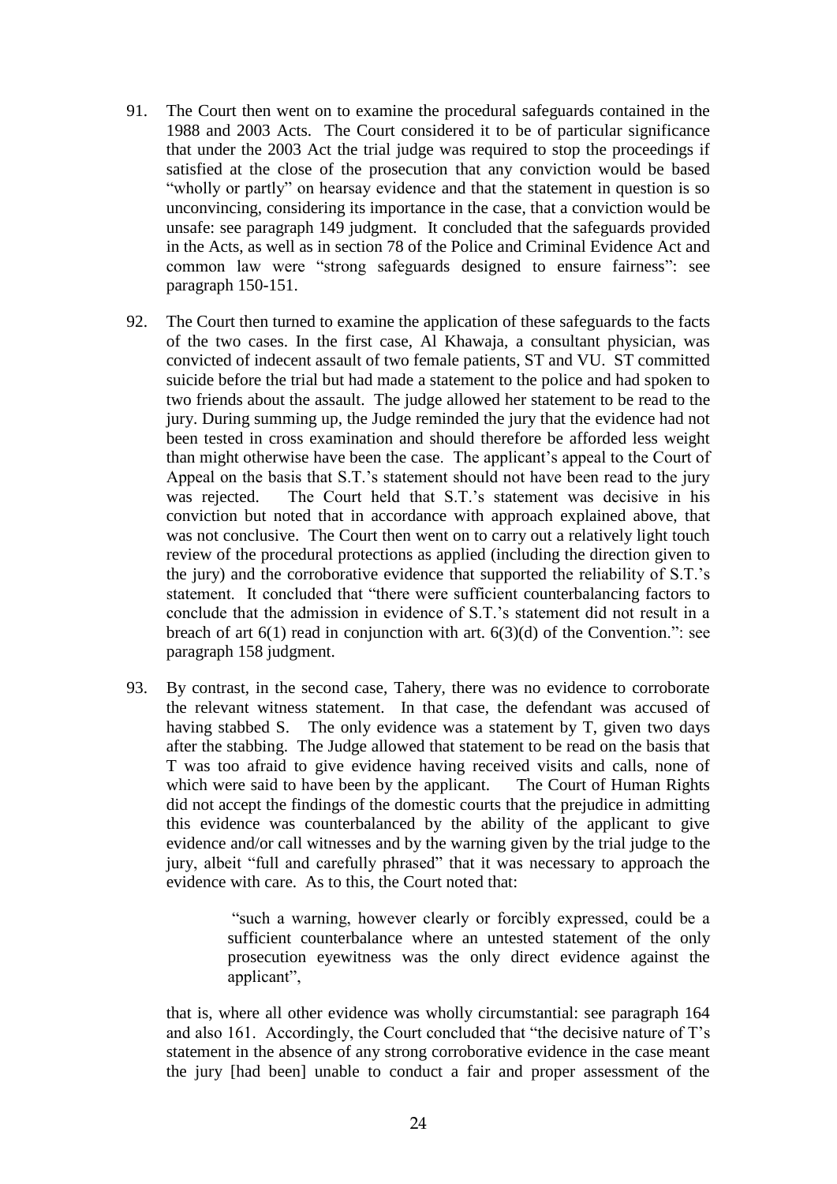91. The Court then went on to examine the procedural safeguards contained in the 1988 and 2003 Acts. The Court considered it to be of particular significance that under the 2003 Act the trial judge was required to stop the proceedings if satisfied at the close of the prosecution that any conviction would be based "wholly or partly" on hearsay evidence and that the statement in question is so unconvincing, considering its importance in the case, that a conviction would be unsafe: see paragraph 149 judgment. It concluded that the safeguards provided in the Acts, as well as in section 78 of the Police and Criminal Evidence Act and common law were "strong safeguards designed to ensure fairness": see paragraph 150-151.

92. The Court then turned to examine the application of these safeguards to the facts of the two cases. In the first case, Al Khawaja, a consultant physician, was convicted of indecent assault of two female patients, ST and VU. ST committed suicide before the trial but had made a statement to the police and had spoken to two friends about the assault. The judge allowed her statement to be read to the jury. During summing up, the Judge reminded the jury that the evidence had not been tested in cross examination and should therefore be afforded less weight than might otherwise have been the case. The applicant's appeal to the Court of Appeal on the basis that S.T.'s statement should not have been read to the jury was rejected. The Court held that S.T.'s statement was decisive in his conviction but noted that in accordance with approach explained above, that was not conclusive. The Court then went on to carry out a relatively light touch review of the procedural protections as applied (including the direction given to the jury) and the corroborative evidence that supported the reliability of S.T.'s statement. It concluded that "there were sufficient counterbalancing factors to conclude that the admission in evidence of S.T.'s statement did not result in a breach of art 6(1) read in conjunction with art. 6(3)(d) of the Convention.": see paragraph 158 judgment.

93. By contrast, in the second case, Tahery, there was no evidence to corroborate the relevant witness statement. In that case, the defendant was accused of having stabbed S. The only evidence was a statement by T, given two days after the stabbing. The Judge allowed that statement to be read on the basis that T was too afraid to give evidence having received visits and calls, none of which were said to have been by the applicant. The Court of Human Rights did not accept the findings of the domestic courts that the prejudice in admitting this evidence was counterbalanced by the ability of the applicant to give evidence and/or call witnesses and by the warning given by the trial judge to the jury, albeit "full and carefully phrased" that it was necessary to approach the evidence with care. As to this, the Court noted that:

> "such a warning, however clearly or forcibly expressed, could be a sufficient counterbalance where an untested statement of the only prosecution eyewitness was the only direct evidence against the applicant",

that is, where all other evidence was wholly circumstantial: see paragraph 164 and also 161. Accordingly, the Court concluded that "the decisive nature of T's statement in the absence of any strong corroborative evidence in the case meant the jury [had been] unable to conduct a fair and proper assessment of the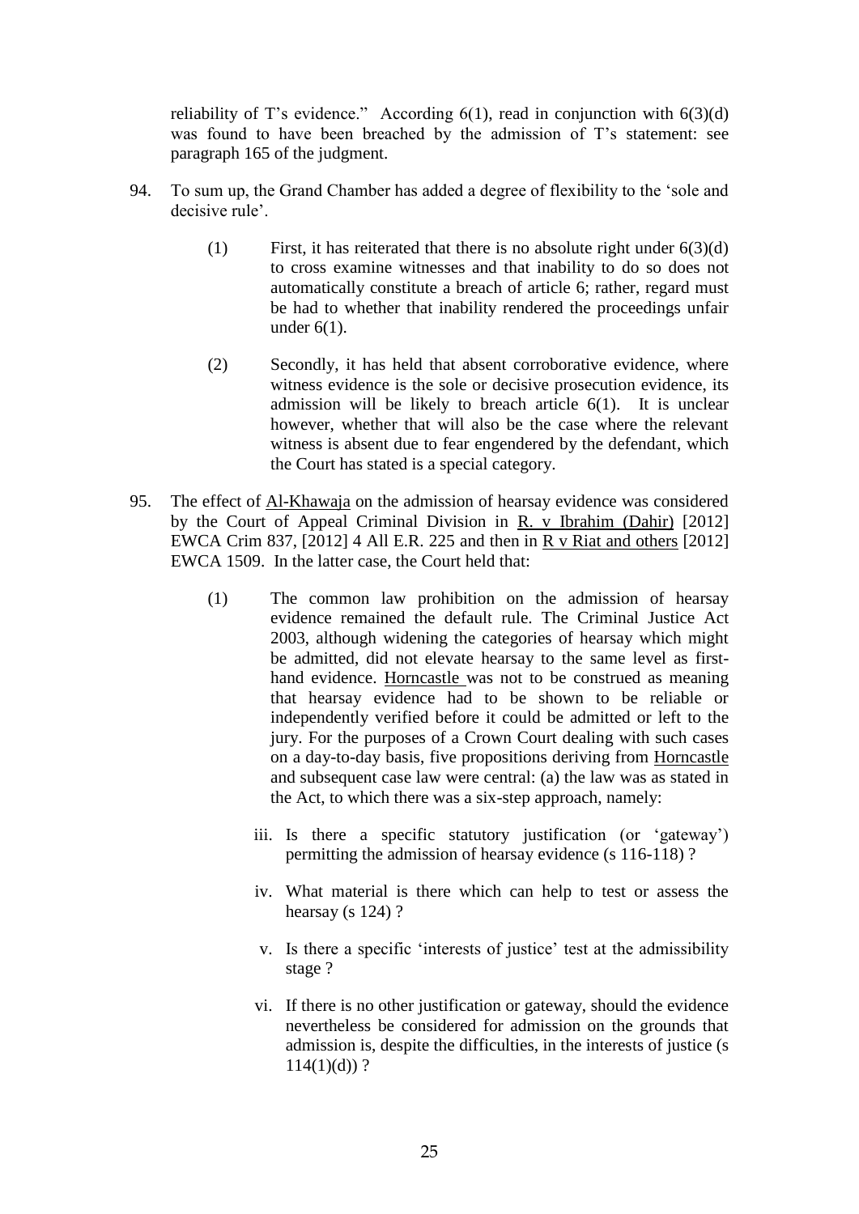reliability of T's evidence." According 6(1), read in conjunction with 6(3)(d) was found to have been breached by the admission of T's statement: see paragraph 165 of the judgment.

94. To sum up, the Grand Chamber has added a degree of flexibility to the 'sole and decisive rule'.

    (1) First, it has reiterated that there is no absolute right under 6(3)(d) to cross examine witnesses and that inability to do so does not automatically constitute a breach of article 6; rather, regard must be had to whether that inability rendered the proceedings unfair under 6(1).

    (2) Secondly, it has held that absent corroborative evidence, where witness evidence is the sole or decisive prosecution evidence, its admission will be likely to breach article 6(1). It is unclear however, whether that will also be the case where the relevant witness is absent due to fear engendered by the defendant, which the Court has stated is a special category.

95. The effect of <u>Al-Khawaja</u> on the admission of hearsay evidence was considered by the Court of Appeal Criminal Division in <u>R. v Ibrahim (Dahir)</u> [2012] EWCA Crim 837, [2012] 4 All E.R. 225 and then in <u>R v Riat and others</u> [2012] EWCA 1509. In the latter case, the Court held that:

    (1) The common law prohibition on the admission of hearsay evidence remained the default rule. The Criminal Justice Act 2003, although widening the categories of hearsay which might be admitted, did not elevate hearsay to the same level as first-hand evidence. <u>Horncastle</u> was not to be construed as meaning that hearsay evidence had to be shown to be reliable or independently verified before it could be admitted or left to the jury. For the purposes of a Crown Court dealing with such cases on a day-to-day basis, five propositions deriving from <u>Horncastle</u> and subsequent case law were central: (a) the law was as stated in the Act, to which there was a six-step approach, namely:

        iii. Is there a specific statutory justification (or 'gateway') permitting the admission of hearsay evidence (s 116-118) ?

        iv. What material is there which can help to test or assess the hearsay (s 124) ?

        v. Is there a specific 'interests of justice' test at the admissibility stage ?

        vi. If there is no other justification or gateway, should the evidence nevertheless be considered for admission on the grounds that admission is, despite the difficulties, in the interests of justice (s 114(1)(d)) ?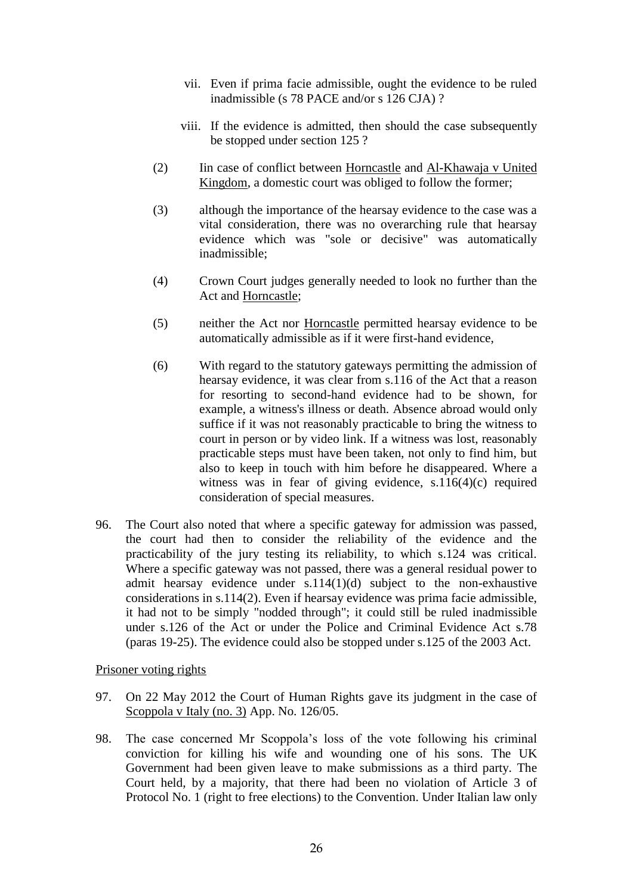vii. Even if prima facie admissible, ought the evidence to be ruled inadmissible (s 78 PACE and/or s 126 CJA) ?

viii. If the evidence is admitted, then should the case subsequently be stopped under section 125 ?

(2) Iin case of conflict between Horncastle and Al-Khawaja v United Kingdom, a domestic court was obliged to follow the former;

(3) although the importance of the hearsay evidence to the case was a vital consideration, there was no overarching rule that hearsay evidence which was "sole or decisive" was automatically inadmissible;

(4) Crown Court judges generally needed to look no further than the Act and Horncastle;

(5) neither the Act nor Horncastle permitted hearsay evidence to be automatically admissible as if it were first-hand evidence,

(6) With regard to the statutory gateways permitting the admission of hearsay evidence, it was clear from s.116 of the Act that a reason for resorting to second-hand evidence had to be shown, for example, a witness's illness or death. Absence abroad would only suffice if it was not reasonably practicable to bring the witness to court in person or by video link. If a witness was lost, reasonably practicable steps must have been taken, not only to find him, but also to keep in touch with him before he disappeared. Where a witness was in fear of giving evidence, s.116(4)(c) required consideration of special measures.

96. The Court also noted that where a specific gateway for admission was passed, the court had then to consider the reliability of the evidence and the practicability of the jury testing its reliability, to which s.124 was critical. Where a specific gateway was not passed, there was a general residual power to admit hearsay evidence under s.114(1)(d) subject to the non-exhaustive considerations in s.114(2). Even if hearsay evidence was prima facie admissible, it had not to be simply "nodded through"; it could still be ruled inadmissible under s.126 of the Act or under the Police and Criminal Evidence Act s.78 (paras 19-25). The evidence could also be stopped under s.125 of the 2003 Act.

Prisoner voting rights

97. On 22 May 2012 the Court of Human Rights gave its judgment in the case of Scoppola v Italy (no. 3) App. No. 126/05.

98. The case concerned Mr Scoppola's loss of the vote following his criminal conviction for killing his wife and wounding one of his sons. The UK Government had been given leave to make submissions as a third party. The Court held, by a majority, that there had been no violation of Article 3 of Protocol No. 1 (right to free elections) to the Convention. Under Italian law only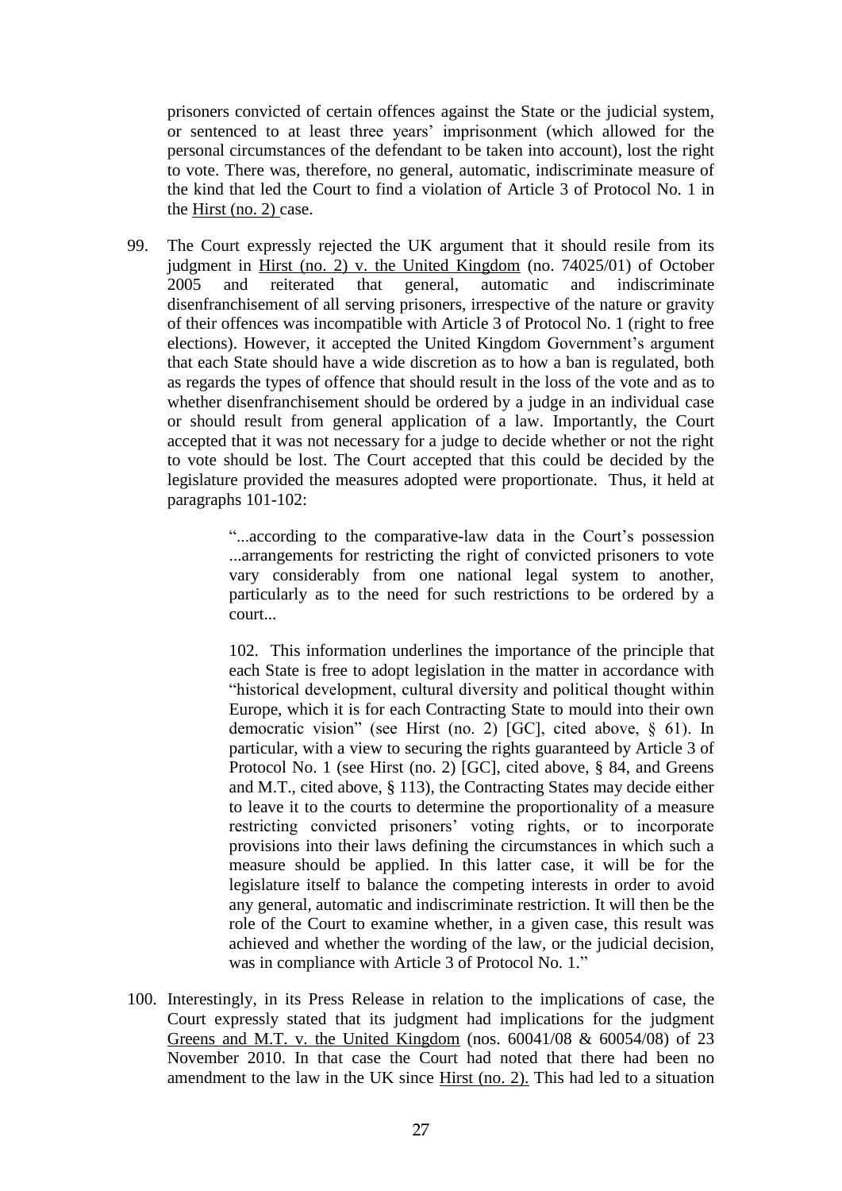prisoners convicted of certain offences against the State or the judicial system, or sentenced to at least three years' imprisonment (which allowed for the personal circumstances of the defendant to be taken into account), lost the right to vote. There was, therefore, no general, automatic, indiscriminate measure of the kind that led the Court to find a violation of Article 3 of Protocol No. 1 in the Hirst (no. 2) case.

99. The Court expressly rejected the UK argument that it should resile from its judgment in Hirst (no. 2) v. the United Kingdom (no. 74025/01) of October 2005 and reiterated that general, automatic and indiscriminate disenfranchisement of all serving prisoners, irrespective of the nature or gravity of their offences was incompatible with Article 3 of Protocol No. 1 (right to free elections). However, it accepted the United Kingdom Government's argument that each State should have a wide discretion as to how a ban is regulated, both as regards the types of offence that should result in the loss of the vote and as to whether disenfranchisement should be ordered by a judge in an individual case or should result from general application of a law. Importantly, the Court accepted that it was not necessary for a judge to decide whether or not the right to vote should be lost. The Court accepted that this could be decided by the legislature provided the measures adopted were proportionate. Thus, it held at paragraphs 101-102:

> "...according to the comparative-law data in the Court's possession ...arrangements for restricting the right of convicted prisoners to vote vary considerably from one national legal system to another, particularly as to the need for such restrictions to be ordered by a court...
>
> 102. This information underlines the importance of the principle that each State is free to adopt legislation in the matter in accordance with "historical development, cultural diversity and political thought within Europe, which it is for each Contracting State to mould into their own democratic vision" (see Hirst (no. 2) [GC], cited above, § 61). In particular, with a view to securing the rights guaranteed by Article 3 of Protocol No. 1 (see Hirst (no. 2) [GC], cited above, § 84, and Greens and M.T., cited above, § 113), the Contracting States may decide either to leave it to the courts to determine the proportionality of a measure restricting convicted prisoners' voting rights, or to incorporate provisions into their laws defining the circumstances in which such a measure should be applied. In this latter case, it will be for the legislature itself to balance the competing interests in order to avoid any general, automatic and indiscriminate restriction. It will then be the role of the Court to examine whether, in a given case, this result was achieved and whether the wording of the law, or the judicial decision, was in compliance with Article 3 of Protocol No. 1."

100. Interestingly, in its Press Release in relation to the implications of case, the Court expressly stated that its judgment had implications for the judgment Greens and M.T. v. the United Kingdom (nos. 60041/08 & 60054/08) of 23 November 2010. In that case the Court had noted that there had been no amendment to the law in the UK since Hirst (no. 2). This had led to a situation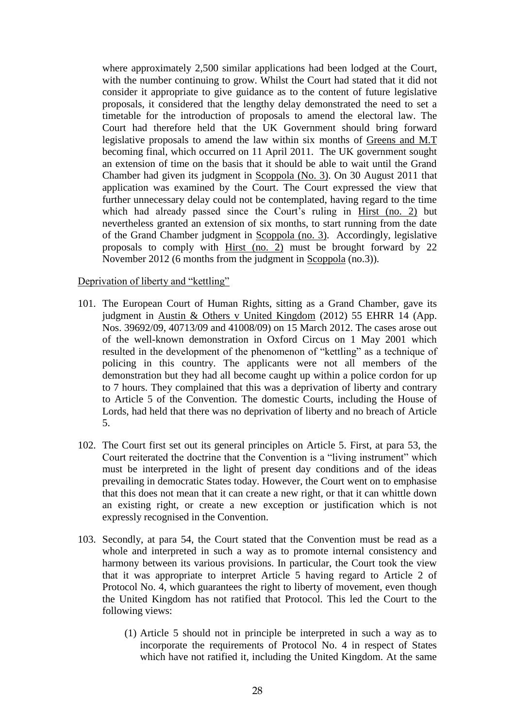where approximately 2,500 similar applications had been lodged at the Court, with the number continuing to grow. Whilst the Court had stated that it did not consider it appropriate to give guidance as to the content of future legislative proposals, it considered that the lengthy delay demonstrated the need to set a timetable for the introduction of proposals to amend the electoral law. The Court had therefore held that the UK Government should bring forward legislative proposals to amend the law within six months of Greens and M.T becoming final, which occurred on 11 April 2011. The UK government sought an extension of time on the basis that it should be able to wait until the Grand Chamber had given its judgment in Scoppola (No. 3). On 30 August 2011 that application was examined by the Court. The Court expressed the view that further unnecessary delay could not be contemplated, having regard to the time which had already passed since the Court's ruling in Hirst (no. 2) but nevertheless granted an extension of six months, to start running from the date of the Grand Chamber judgment in Scoppola (no. 3). Accordingly, legislative proposals to comply with Hirst (no. 2) must be brought forward by 22 November 2012 (6 months from the judgment in Scoppola (no.3)).

Deprivation of liberty and "kettling"

101. The European Court of Human Rights, sitting as a Grand Chamber, gave its judgment in Austin & Others v United Kingdom (2012) 55 EHRR 14 (App. Nos. 39692/09, 40713/09 and 41008/09) on 15 March 2012. The cases arose out of the well-known demonstration in Oxford Circus on 1 May 2001 which resulted in the development of the phenomenon of "kettling" as a technique of policing in this country. The applicants were not all members of the demonstration but they had all become caught up within a police cordon for up to 7 hours. They complained that this was a deprivation of liberty and contrary to Article 5 of the Convention. The domestic Courts, including the House of Lords, had held that there was no deprivation of liberty and no breach of Article 5.

102. The Court first set out its general principles on Article 5. First, at para 53, the Court reiterated the doctrine that the Convention is a "living instrument" which must be interpreted in the light of present day conditions and of the ideas prevailing in democratic States today. However, the Court went on to emphasise that this does not mean that it can create a new right, or that it can whittle down an existing right, or create a new exception or justification which is not expressly recognised in the Convention.

103. Secondly, at para 54, the Court stated that the Convention must be read as a whole and interpreted in such a way as to promote internal consistency and harmony between its various provisions. In particular, the Court took the view that it was appropriate to interpret Article 5 having regard to Article 2 of Protocol No. 4, which guarantees the right to liberty of movement, even though the United Kingdom has not ratified that Protocol. This led the Court to the following views:

    (1) Article 5 should not in principle be interpreted in such a way as to incorporate the requirements of Protocol No. 4 in respect of States which have not ratified it, including the United Kingdom. At the same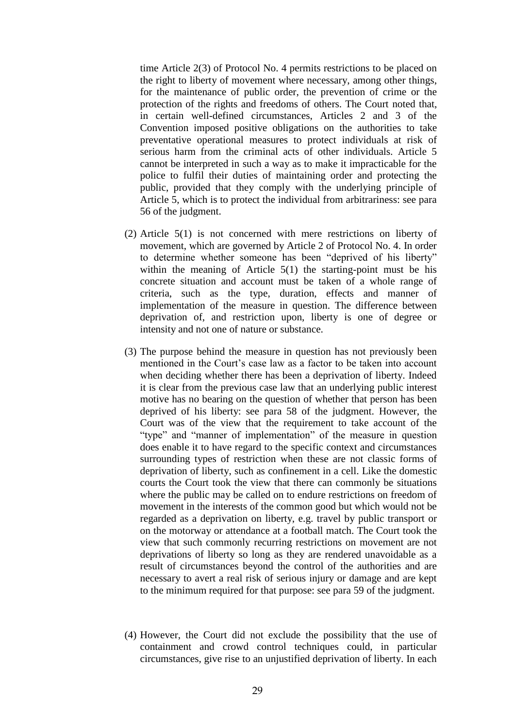time Article 2(3) of Protocol No. 4 permits restrictions to be placed on the right to liberty of movement where necessary, among other things, for the maintenance of public order, the prevention of crime or the protection of the rights and freedoms of others. The Court noted that, in certain well-defined circumstances, Articles 2 and 3 of the Convention imposed positive obligations on the authorities to take preventative operational measures to protect individuals at risk of serious harm from the criminal acts of other individuals. Article 5 cannot be interpreted in such a way as to make it impracticable for the police to fulfil their duties of maintaining order and protecting the public, provided that they comply with the underlying principle of Article 5, which is to protect the individual from arbitrariness: see para 56 of the judgment.

(2) Article 5(1) is not concerned with mere restrictions on liberty of movement, which are governed by Article 2 of Protocol No. 4. In order to determine whether someone has been "deprived of his liberty" within the meaning of Article 5(1) the starting-point must be his concrete situation and account must be taken of a whole range of criteria, such as the type, duration, effects and manner of implementation of the measure in question. The difference between deprivation of, and restriction upon, liberty is one of degree or intensity and not one of nature or substance.

(3) The purpose behind the measure in question has not previously been mentioned in the Court's case law as a factor to be taken into account when deciding whether there has been a deprivation of liberty. Indeed it is clear from the previous case law that an underlying public interest motive has no bearing on the question of whether that person has been deprived of his liberty: see para 58 of the judgment. However, the Court was of the view that the requirement to take account of the "type" and "manner of implementation" of the measure in question does enable it to have regard to the specific context and circumstances surrounding types of restriction when these are not classic forms of deprivation of liberty, such as confinement in a cell. Like the domestic courts the Court took the view that there can commonly be situations where the public may be called on to endure restrictions on freedom of movement in the interests of the common good but which would not be regarded as a deprivation on liberty, e.g. travel by public transport or on the motorway or attendance at a football match. The Court took the view that such commonly recurring restrictions on movement are not deprivations of liberty so long as they are rendered unavoidable as a result of circumstances beyond the control of the authorities and are necessary to avert a real risk of serious injury or damage and are kept to the minimum required for that purpose: see para 59 of the judgment.

(4) However, the Court did not exclude the possibility that the use of containment and crowd control techniques could, in particular circumstances, give rise to an unjustified deprivation of liberty. In each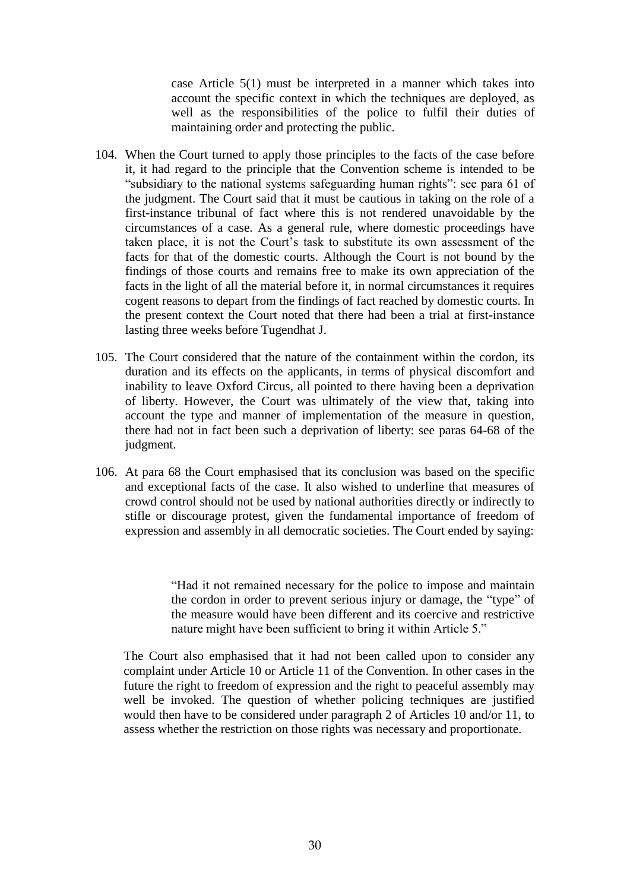> case Article 5(1) must be interpreted in a manner which takes into account the specific context in which the techniques are deployed, as well as the responsibilities of the police to fulfil their duties of maintaining order and protecting the public.

104. When the Court turned to apply those principles to the facts of the case before it, it had regard to the principle that the Convention scheme is intended to be "subsidiary to the national systems safeguarding human rights": see para 61 of the judgment. The Court said that it must be cautious in taking on the role of a first-instance tribunal of fact where this is not rendered unavoidable by the circumstances of a case. As a general rule, where domestic proceedings have taken place, it is not the Court's task to substitute its own assessment of the facts for that of the domestic courts. Although the Court is not bound by the findings of those courts and remains free to make its own appreciation of the facts in the light of all the material before it, in normal circumstances it requires cogent reasons to depart from the findings of fact reached by domestic courts. In the present context the Court noted that there had been a trial at first-instance lasting three weeks before Tugendhat J.

105. The Court considered that the nature of the containment within the cordon, its duration and its effects on the applicants, in terms of physical discomfort and inability to leave Oxford Circus, all pointed to there having been a deprivation of liberty. However, the Court was ultimately of the view that, taking into account the type and manner of implementation of the measure in question, there had not in fact been such a deprivation of liberty: see paras 64-68 of the judgment.

106. At para 68 the Court emphasised that its conclusion was based on the specific and exceptional facts of the case. It also wished to underline that measures of crowd control should not be used by national authorities directly or indirectly to stifle or discourage protest, given the fundamental importance of freedom of expression and assembly in all democratic societies. The Court ended by saying:

> "Had it not remained necessary for the police to impose and maintain the cordon in order to prevent serious injury or damage, the "type" of the measure would have been different and its coercive and restrictive nature might have been sufficient to bring it within Article 5."

The Court also emphasised that it had not been called upon to consider any complaint under Article 10 or Article 11 of the Convention. In other cases in the future the right to freedom of expression and the right to peaceful assembly may well be invoked. The question of whether policing techniques are justified would then have to be considered under paragraph 2 of Articles 10 and/or 11, to assess whether the restriction on those rights was necessary and proportionate.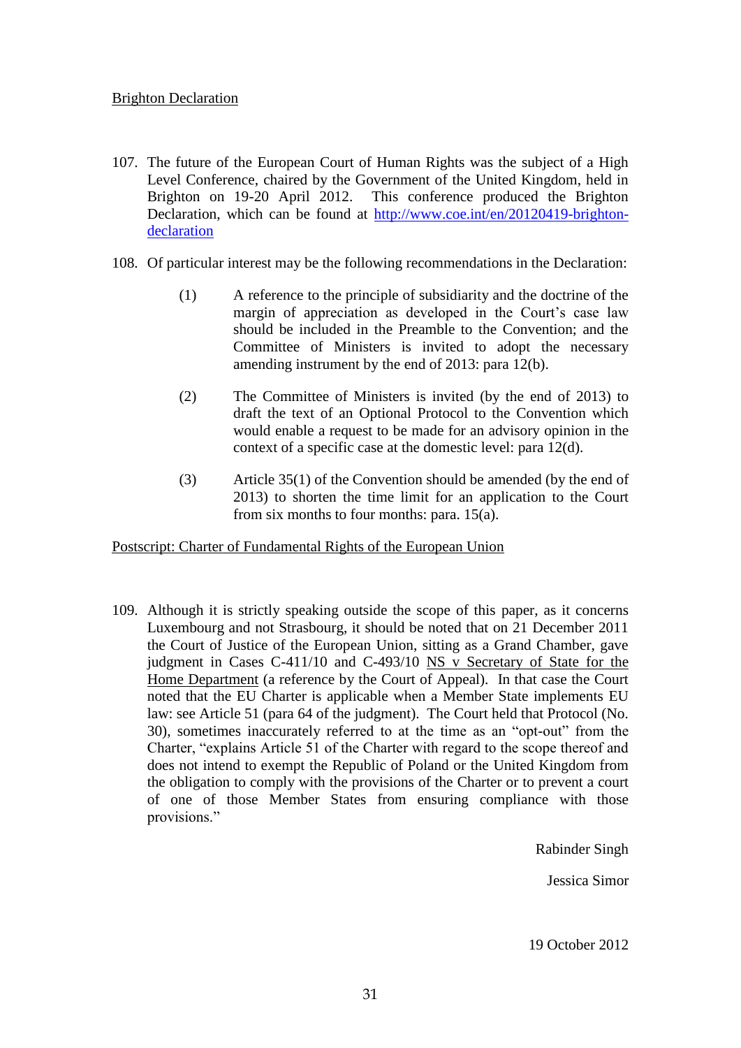<u>Brighton Declaration</u>

107. The future of the European Court of Human Rights was the subject of a High Level Conference, chaired by the Government of the United Kingdom, held in Brighton on 19-20 April 2012. This conference produced the Brighton Declaration, which can be found at [http://www.coe.int/en/20120419-brighton-declaration](http://www.coe.int/en/20120419-brighton-declaration)

108. Of particular interest may be the following recommendations in the Declaration:

   (1) A reference to the principle of subsidiarity and the doctrine of the margin of appreciation as developed in the Court's case law should be included in the Preamble to the Convention; and the Committee of Ministers is invited to adopt the necessary amending instrument by the end of 2013: para 12(b).

   (2) The Committee of Ministers is invited (by the end of 2013) to draft the text of an Optional Protocol to the Convention which would enable a request to be made for an advisory opinion in the context of a specific case at the domestic level: para 12(d).

   (3) Article 35(1) of the Convention should be amended (by the end of 2013) to shorten the time limit for an application to the Court from six months to four months: para. 15(a).

<u>Postscript: Charter of Fundamental Rights of the European Union</u>

109. Although it is strictly speaking outside the scope of this paper, as it concerns Luxembourg and not Strasbourg, it should be noted that on 21 December 2011 the Court of Justice of the European Union, sitting as a Grand Chamber, gave judgment in Cases C-411/10 and C-493/10 <u>NS v Secretary of State for the Home Department</u> (a reference by the Court of Appeal). In that case the Court noted that the EU Charter is applicable when a Member State implements EU law: see Article 51 (para 64 of the judgment). The Court held that Protocol (No. 30), sometimes inaccurately referred to at the time as an "opt-out" from the Charter, "explains Article 51 of the Charter with regard to the scope thereof and does not intend to exempt the Republic of Poland or the United Kingdom from the obligation to comply with the provisions of the Charter or to prevent a court of one of those Member States from ensuring compliance with those provisions."

Rabinder Singh

Jessica Simor

19 October 2012